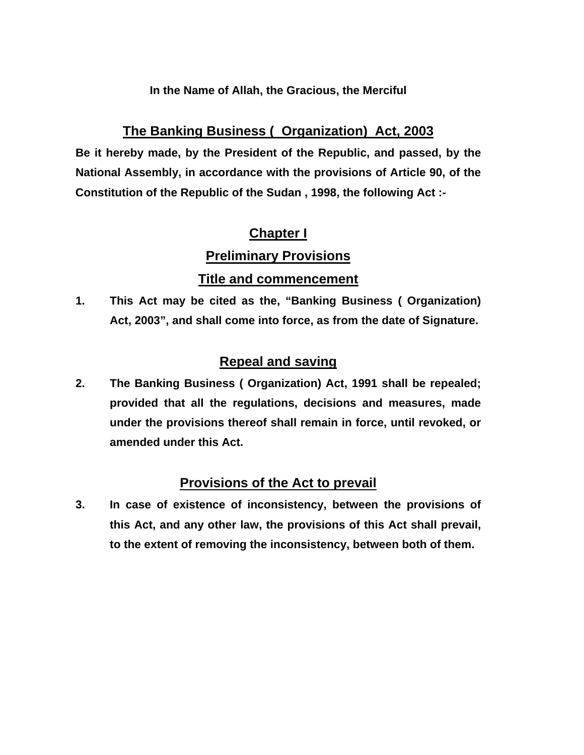**In the Name of Allah, the Gracious, the Merciful**

# The Banking Business ( Organization) Act, 2003

**Be it hereby made, by the President of the Republic, and passed, by the National Assembly, in accordance with the provisions of Article 90, of the Constitution of the Republic of the Sudan , 1998, the following Act :-**

## Chapter I

## Preliminary Provisions

### Title and commencement

**1.** **This Act may be cited as the, "Banking Business ( Organization) Act, 2003", and shall come into force, as from the date of Signature.**

### Repeal and saving

**2.** **The Banking Business ( Organization) Act, 1991 shall be repealed; provided that all the regulations, decisions and measures, made under the provisions thereof shall remain in force, until revoked, or amended under this Act.**

### Provisions of the Act to prevail

**3.** **In case of existence of inconsistency, between the provisions of this Act, and any other law, the provisions of this Act shall prevail, to the extent of removing the inconsistency, between both of them.**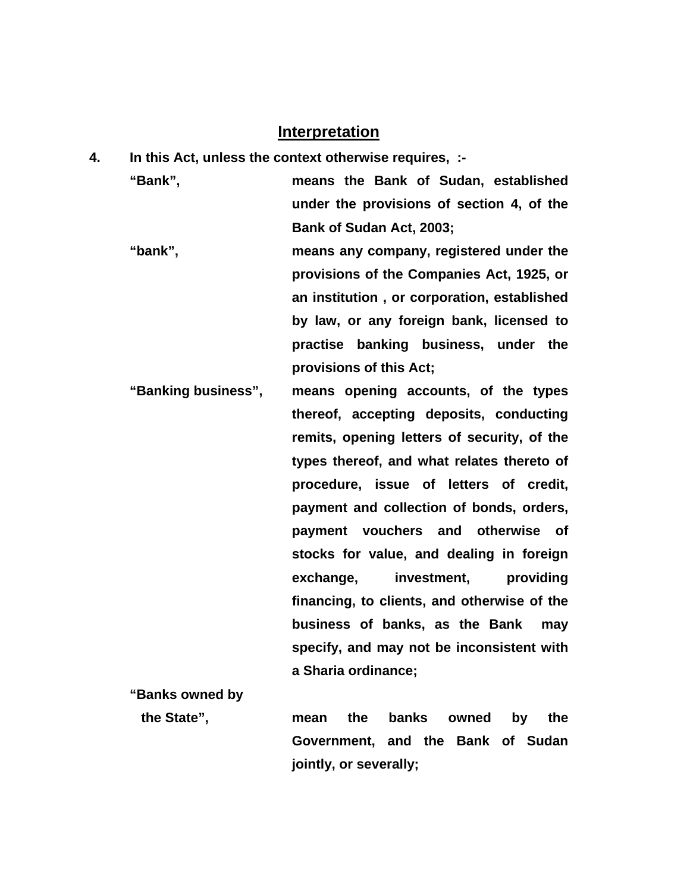## Interpretation

**4. In this Act, unless the context otherwise requires, :-**

**"Bank",** means the Bank of Sudan, established under the provisions of section 4, of the Bank of Sudan Act, 2003;

**"bank",** means any company, registered under the provisions of the Companies Act, 1925, or an institution , or corporation, established by law, or any foreign bank, licensed to practise banking business, under the provisions of this Act;

**"Banking business",** means opening accounts, of the types thereof, accepting deposits, conducting remits, opening letters of security, of the types thereof, and what relates thereto of procedure, issue of letters of credit, payment and collection of bonds, orders, payment vouchers and otherwise of stocks for value, and dealing in foreign exchange, investment, providing financing, to clients, and otherwise of the business of banks, as the Bank may specify, and may not be inconsistent with a Sharia ordinance;

**"Banks owned by the State",** mean the banks owned by the Government, and the Bank of Sudan jointly, or severally;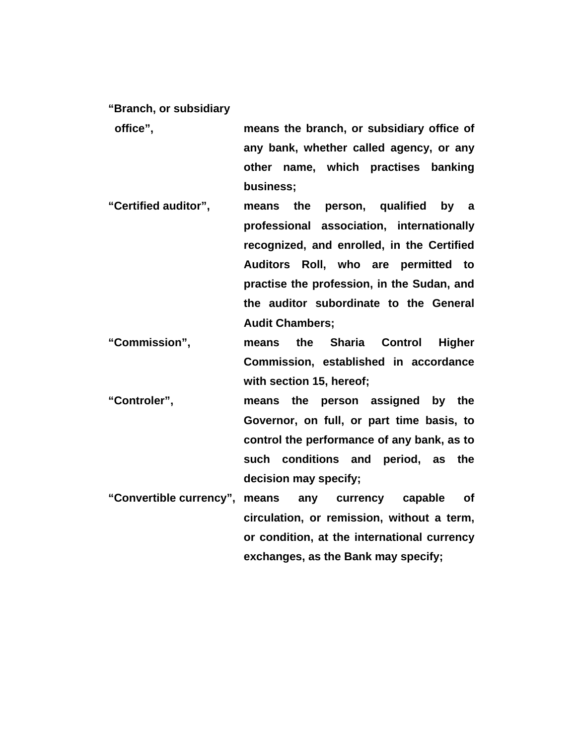**"Branch, or subsidiary office",** **means the branch, or subsidiary office of any bank, whether called agency, or any other name, which practises banking business;**

**"Certified auditor",** **means the person, qualified by a professional association, internationally recognized, and enrolled, in the Certified Auditors Roll, who are permitted to practise the profession, in the Sudan, and the auditor subordinate to the General Audit Chambers;**

**"Commission",** **means the Sharia Control Higher Commission, established in accordance with section 15, hereof;**

**"Controler",** **means the person assigned by the Governor, on full, or part time basis, to control the performance of any bank, as to such conditions and period, as the decision may specify;**

**"Convertible currency",** **means any currency capable of circulation, or remission, without a term, or condition, at the international currency exchanges, as the Bank may specify;**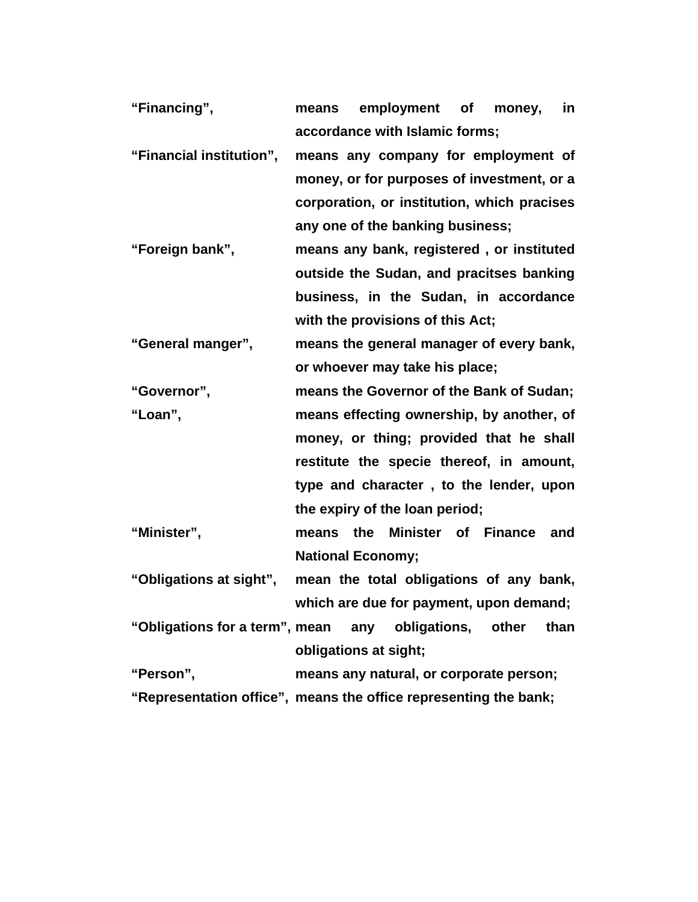**"Financing",** **means employment of money, in accordance with Islamic forms;**

**"Financial institution",** **means any company for employment of money, or for purposes of investment, or a corporation, or institution, which pracises any one of the banking business;**

**"Foreign bank",** **means any bank, registered , or instituted outside the Sudan, and pracitses banking business, in the Sudan, in accordance with the provisions of this Act;**

**"General manger",** **means the general manager of every bank, or whoever may take his place;**

**"Governor",** **means the Governor of the Bank of Sudan;**

**"Loan",** **means effecting ownership, by another, of money, or thing; provided that he shall restitute the specie thereof, in amount, type and character , to the lender, upon the expiry of the loan period;**

**"Minister",** **means the Minister of Finance and National Economy;**

**"Obligations at sight",** **mean the total obligations of any bank, which are due for payment, upon demand;**

**"Obligations for a term",** **mean any obligations, other than obligations at sight;**

**"Person",** **means any natural, or corporate person;**

**"Representation office",** **means the office representing the bank;**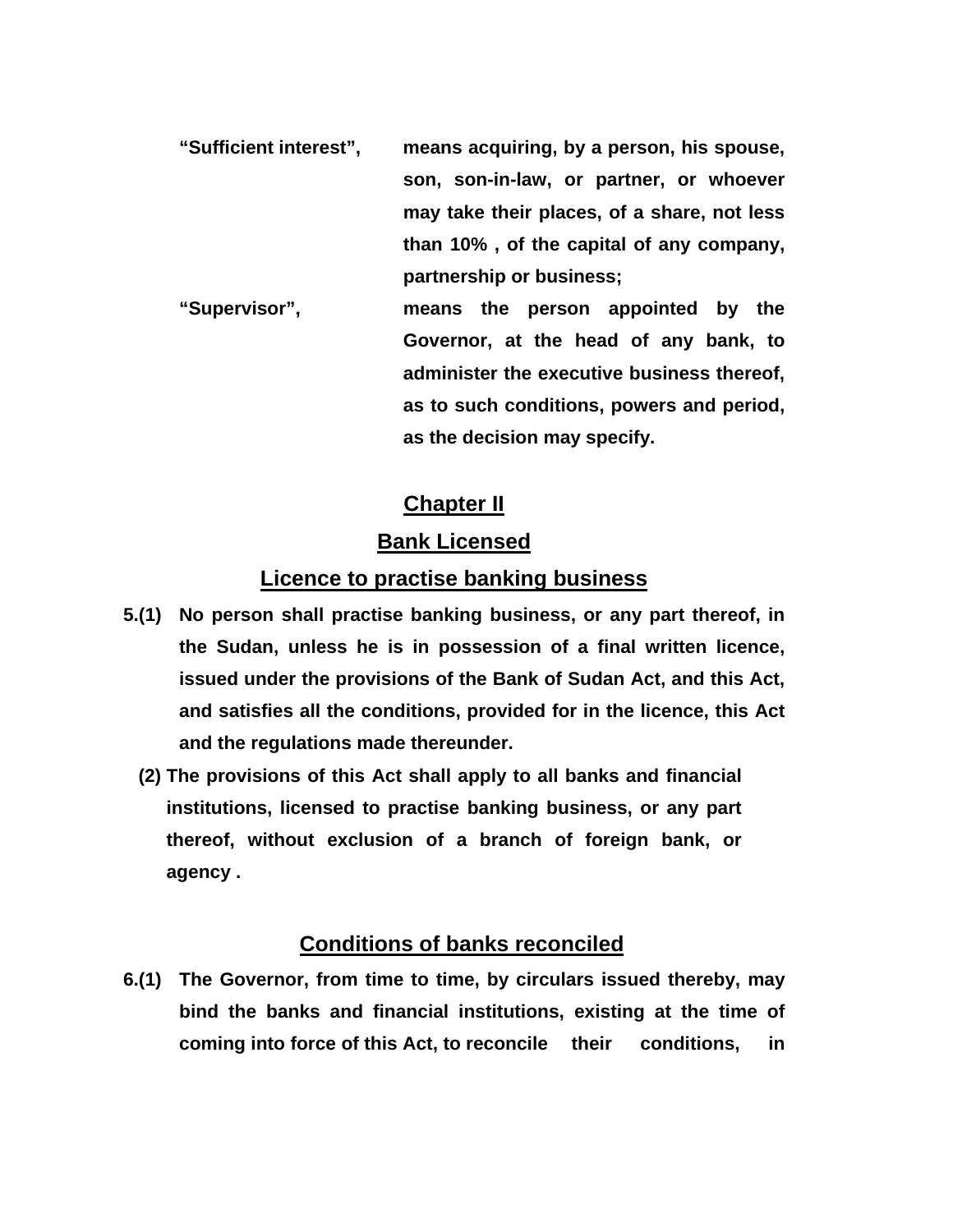**"Sufficient interest",** means acquiring, by a person, his spouse, son, son-in-law, or partner, or whoever may take their places, of a share, not less than 10% , of the capital of any company, partnership or business;

**"Supervisor",** means the person appointed by the Governor, at the head of any bank, to administer the executive business thereof, as to such conditions, powers and period, as the decision may specify.

## Chapter II

## Bank Licensed

### Licence to practise banking business

**5.(1)** No person shall practise banking business, or any part thereof, in the Sudan, unless he is in possession of a final written licence, issued under the provisions of the Bank of Sudan Act, and this Act, and satisfies all the conditions, provided for in the licence, this Act and the regulations made thereunder.

**(2)** The provisions of this Act shall apply to all banks and financial institutions, licensed to practise banking business, or any part thereof, without exclusion of a branch of foreign bank, or agency .

### Conditions of banks reconciled

**6.(1)** The Governor, from time to time, by circulars issued thereby, may bind the banks and financial institutions, existing at the time of coming into force of this Act, to reconcile their conditions, in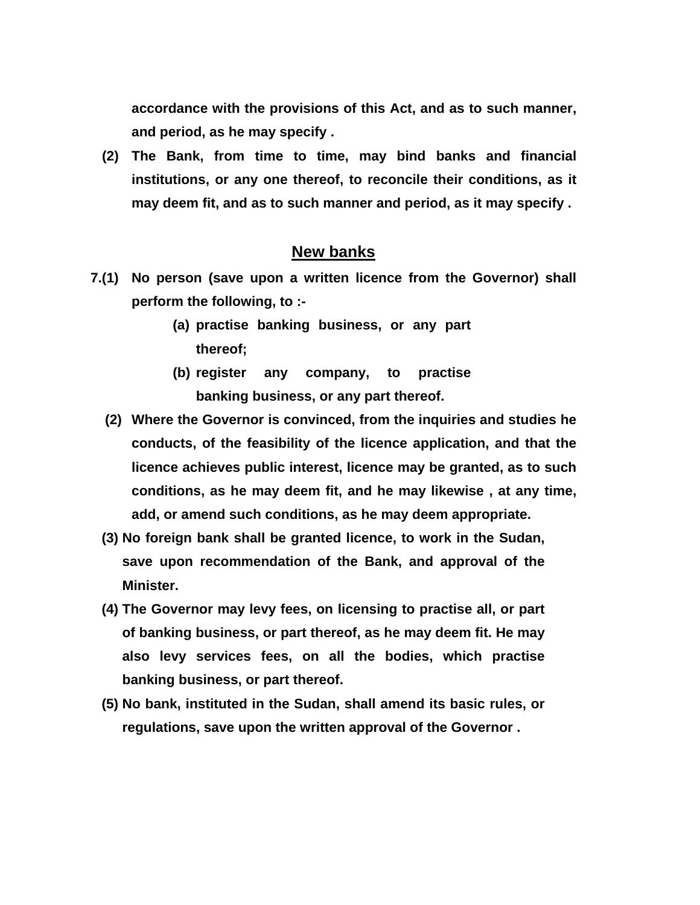**accordance with the provisions of this Act, and as to such manner, and period, as he may specify .**

**(2) The Bank, from time to time, may bind banks and financial institutions, or any one thereof, to reconcile their conditions, as it may deem fit, and as to such manner and period, as it may specify .**

## New banks

**7.(1) No person (save upon a written licence from the Governor) shall perform the following, to :-**

**(a) practise banking business, or any part thereof;**

**(b) register any company, to practise banking business, or any part thereof.**

**(2) Where the Governor is convinced, from the inquiries and studies he conducts, of the feasibility of the licence application, and that the licence achieves public interest, licence may be granted, as to such conditions, as he may deem fit, and he may likewise , at any time, add, or amend such conditions, as he may deem appropriate.**

**(3) No foreign bank shall be granted licence, to work in the Sudan, save upon recommendation of the Bank, and approval of the Minister.**

**(4) The Governor may levy fees, on licensing to practise all, or part of banking business, or part thereof, as he may deem fit. He may also levy services fees, on all the bodies, which practise banking business, or part thereof.**

**(5) No bank, instituted in the Sudan, shall amend its basic rules, or regulations, save upon the written approval of the Governor .**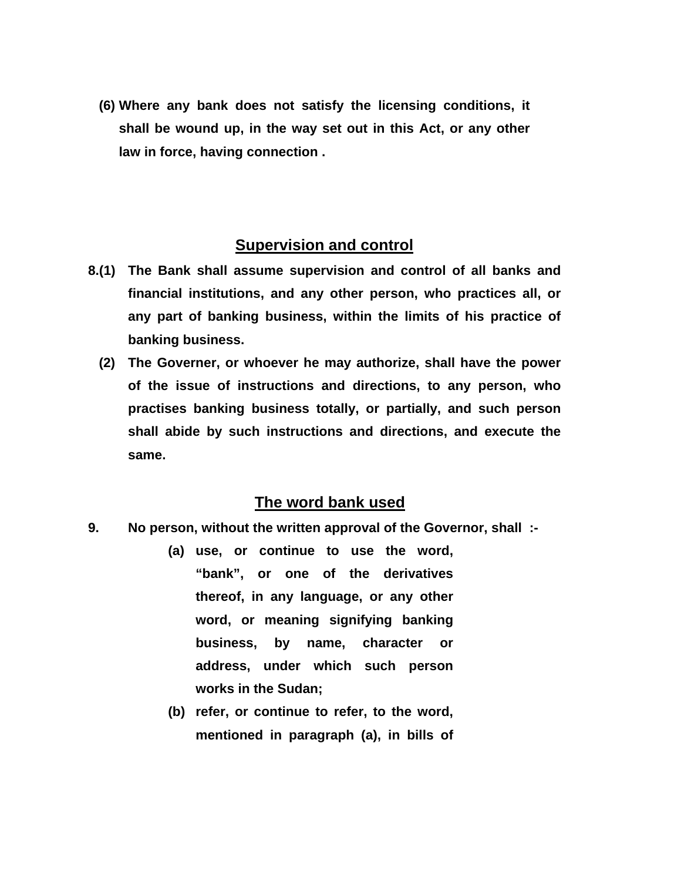(6) Where any bank does not satisfy the licensing conditions, it shall be wound up, in the way set out in this Act, or any other law in force, having connection .

## Supervision and control

8.(1) The Bank shall assume supervision and control of all banks and financial institutions, and any other person, who practices all, or any part of banking business, within the limits of his practice of banking business.

(2) The Governer, or whoever he may authorize, shall have the power of the issue of instructions and directions, to any person, who practises banking business totally, or partially, and such person shall abide by such instructions and directions, and execute the same.

## The word bank used

9. No person, without the written approval of the Governor, shall :-

(a) use, or continue to use the word, “bank”, or one of the derivatives thereof, in any language, or any other word, or meaning signifying banking business, by name, character or address, under which such person works in the Sudan;

(b) refer, or continue to refer, to the word, mentioned in paragraph (a), in bills of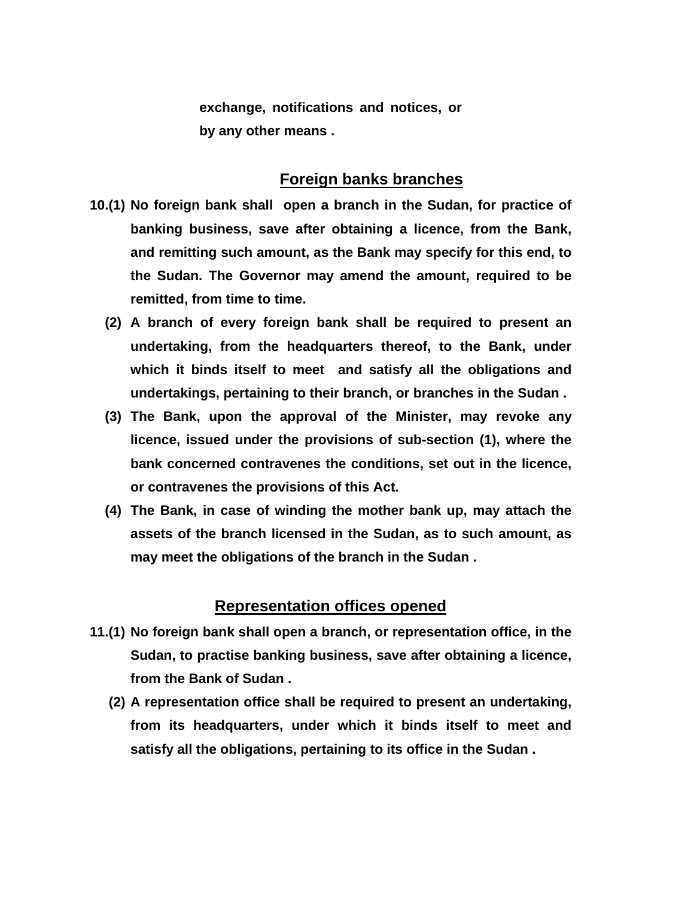**exchange, notifications and notices, or by any other means .**

## Foreign banks branches

**10.(1) No foreign bank shall open a branch in the Sudan, for practice of banking business, save after obtaining a licence, from the Bank, and remitting such amount, as the Bank may specify for this end, to the Sudan. The Governor may amend the amount, required to be remitted, from time to time.**

**(2) A branch of every foreign bank shall be required to present an undertaking, from the headquarters thereof, to the Bank, under which it binds itself to meet and satisfy all the obligations and undertakings, pertaining to their branch, or branches in the Sudan .**

**(3) The Bank, upon the approval of the Minister, may revoke any licence, issued under the provisions of sub-section (1), where the bank concerned contravenes the conditions, set out in the licence, or contravenes the provisions of this Act.**

**(4) The Bank, in case of winding the mother bank up, may attach the assets of the branch licensed in the Sudan, as to such amount, as may meet the obligations of the branch in the Sudan .**

## Representation offices opened

**11.(1) No foreign bank shall open a branch, or representation office, in the Sudan, to practise banking business, save after obtaining a licence, from the Bank of Sudan .**

**(2) A representation office shall be required to present an undertaking, from its headquarters, under which it binds itself to meet and satisfy all the obligations, pertaining to its office in the Sudan .**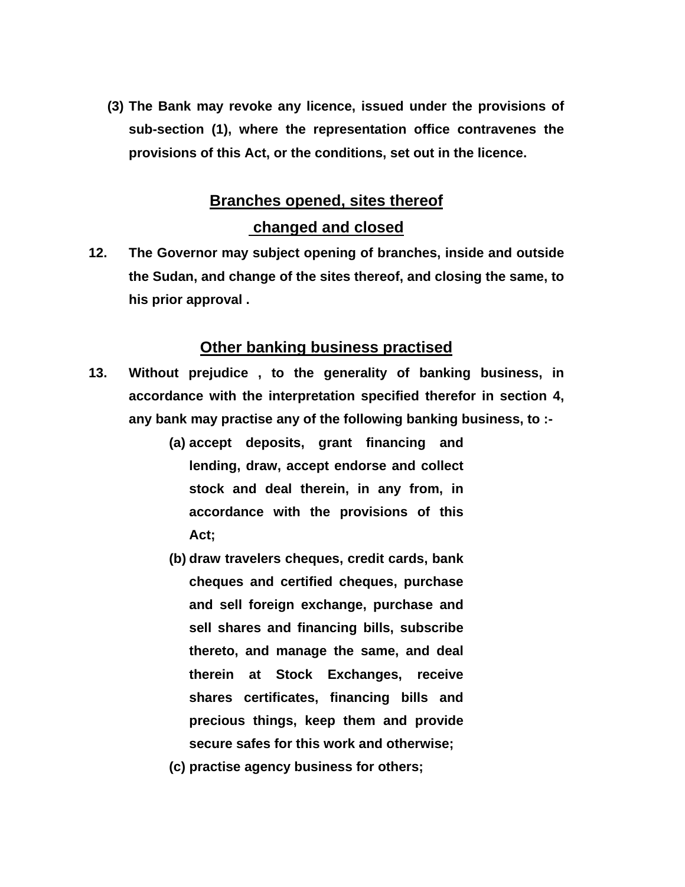**(3) The Bank may revoke any licence, issued under the provisions of sub-section (1), where the representation office contravenes the provisions of this Act, or the conditions, set out in the licence.**

## Branches opened, sites thereof changed and closed

**12. The Governor may subject opening of branches, inside and outside the Sudan, and change of the sites thereof, and closing the same, to his prior approval .**

## Other banking business practised

**13. Without prejudice , to the generality of banking business, in accordance with the interpretation specified therefor in section 4, any bank may practise any of the following banking business, to :-**

**(a) accept deposits, grant financing and lending, draw, accept endorse and collect stock and deal therein, in any from, in accordance with the provisions of this Act;**

**(b) draw travelers cheques, credit cards, bank cheques and certified cheques, purchase and sell foreign exchange, purchase and sell shares and financing bills, subscribe thereto, and manage the same, and deal therein at Stock Exchanges, receive shares certificates, financing bills and precious things, keep them and provide secure safes for this work and otherwise;**

**(c) practise agency business for others;**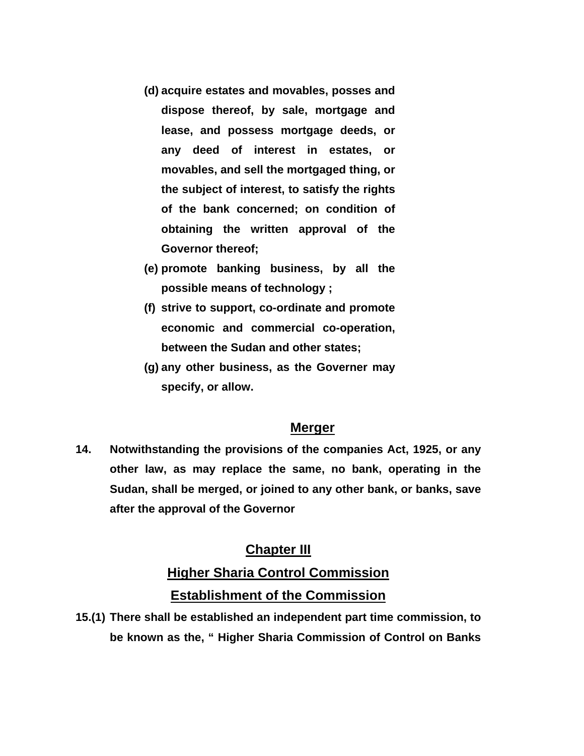(d) acquire estates and movables, posses and dispose thereof, by sale, mortgage and lease, and possess mortgage deeds, or any deed of interest in estates, or movables, and sell the mortgaged thing, or the subject of interest, to satisfy the rights of the bank concerned; on condition of obtaining the written approval of the Governor thereof;

(e) promote banking business, by all the possible means of technology ;

(f) strive to support, co-ordinate and promote economic and commercial co-operation, between the Sudan and other states;

(g) any other business, as the Governer may specify, or allow.

## Merger

**14.** Notwithstanding the provisions of the companies Act, 1925, or any other law, as may replace the same, no bank, operating in the Sudan, shall be merged, or joined to any other bank, or banks, save after the approval of the Governor

## Chapter III

## Higher Sharia Control Commission

## Establishment of the Commission

**15.(1)** There shall be established an independent part time commission, to be known as the, " Higher Sharia Commission of Control on Banks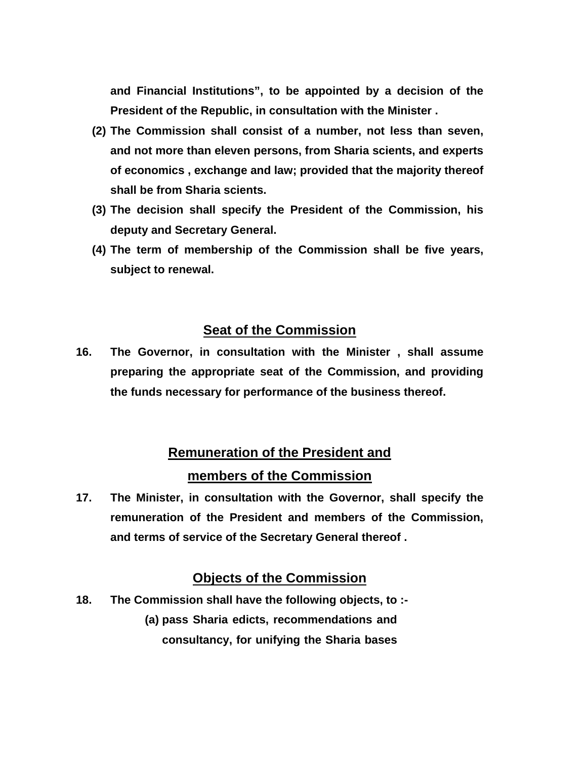**and Financial Institutions", to be appointed by a decision of the President of the Republic, in consultation with the Minister .**

**(2) The Commission shall consist of a number, not less than seven, and not more than eleven persons, from Sharia scients, and experts of economics , exchange and law; provided that the majority thereof shall be from Sharia scients.**

**(3) The decision shall specify the President of the Commission, his deputy and Secretary General.**

**(4) The term of membership of the Commission shall be five years, subject to renewal.**

## Seat of the Commission

**16. The Governor, in consultation with the Minister , shall assume preparing the appropriate seat of the Commission, and providing the funds necessary for performance of the business thereof.**

## Remuneration of the President and members of the Commission

**17. The Minister, in consultation with the Governor, shall specify the remuneration of the President and members of the Commission, and terms of service of the Secretary General thereof .**

## Objects of the Commission

**18. The Commission shall have the following objects, to :-**

**(a) pass Sharia edicts, recommendations and consultancy, for unifying the Sharia bases**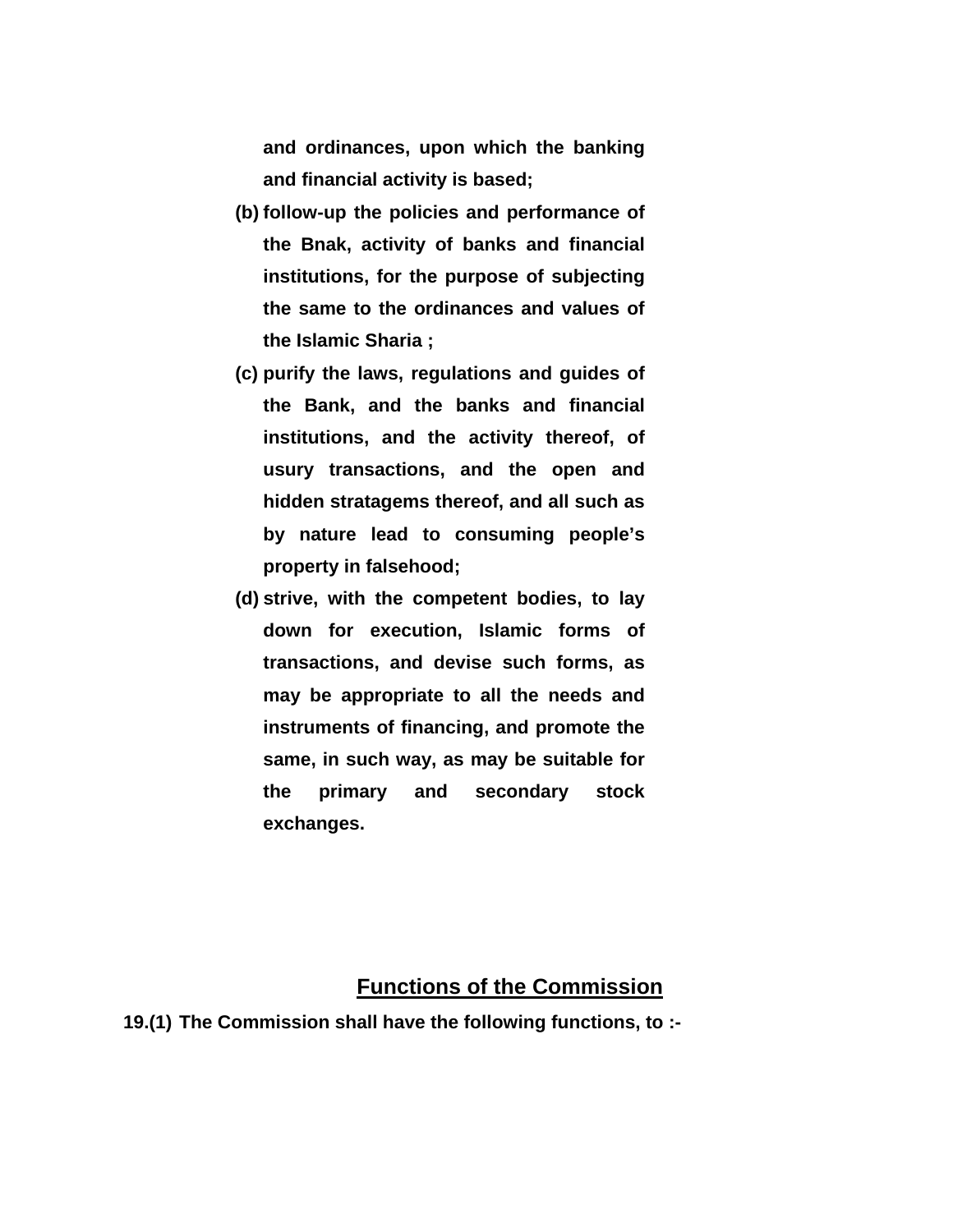**and ordinances, upon which the banking and financial activity is based;**

**(b) follow-up the policies and performance of the Bnak, activity of banks and financial institutions, for the purpose of subjecting the same to the ordinances and values of the Islamic Sharia ;**

**(c) purify the laws, regulations and guides of the Bank, and the banks and financial institutions, and the activity thereof, of usury transactions, and the open and hidden stratagems thereof, and all such as by nature lead to consuming people's property in falsehood;**

**(d) strive, with the competent bodies, to lay down for execution, Islamic forms of transactions, and devise such forms, as may be appropriate to all the needs and instruments of financing, and promote the same, in such way, as may be suitable for the primary and secondary stock exchanges.**

## Functions of the Commission

**19.(1) The Commission shall have the following functions, to :-**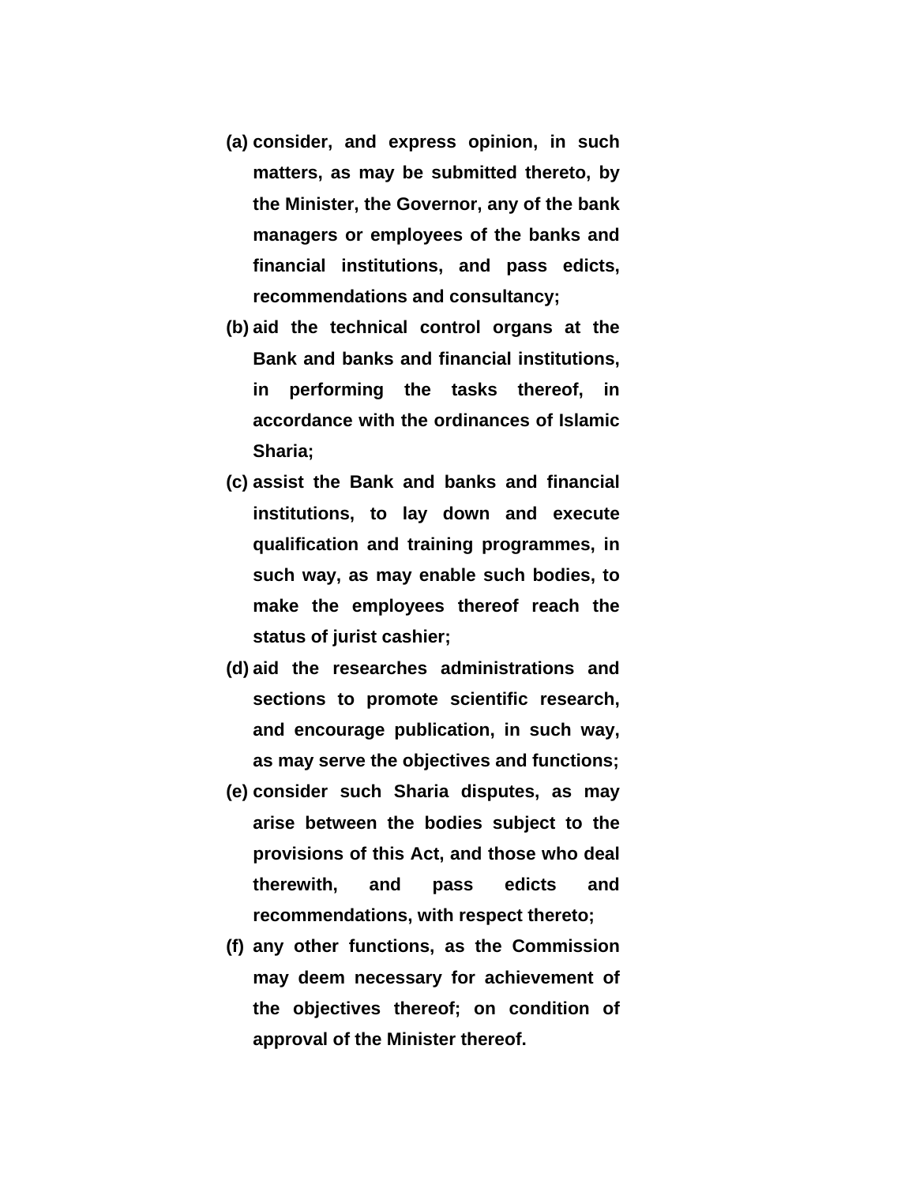**(a)** consider, and express opinion, in such matters, as may be submitted thereto, by the Minister, the Governor, any of the bank managers or employees of the banks and financial institutions, and pass edicts, recommendations and consultancy;

**(b)** aid the technical control organs at the Bank and banks and financial institutions, in performing the tasks thereof, in accordance with the ordinances of Islamic Sharia;

**(c)** assist the Bank and banks and financial institutions, to lay down and execute qualification and training programmes, in such way, as may enable such bodies, to make the employees thereof reach the status of jurist cashier;

**(d)** aid the researches administrations and sections to promote scientific research, and encourage publication, in such way, as may serve the objectives and functions;

**(e)** consider such Sharia disputes, as may arise between the bodies subject to the provisions of this Act, and those who deal therewith, and pass edicts and recommendations, with respect thereto;

**(f)** any other functions, as the Commission may deem necessary for achievement of the objectives thereof; on condition of approval of the Minister thereof.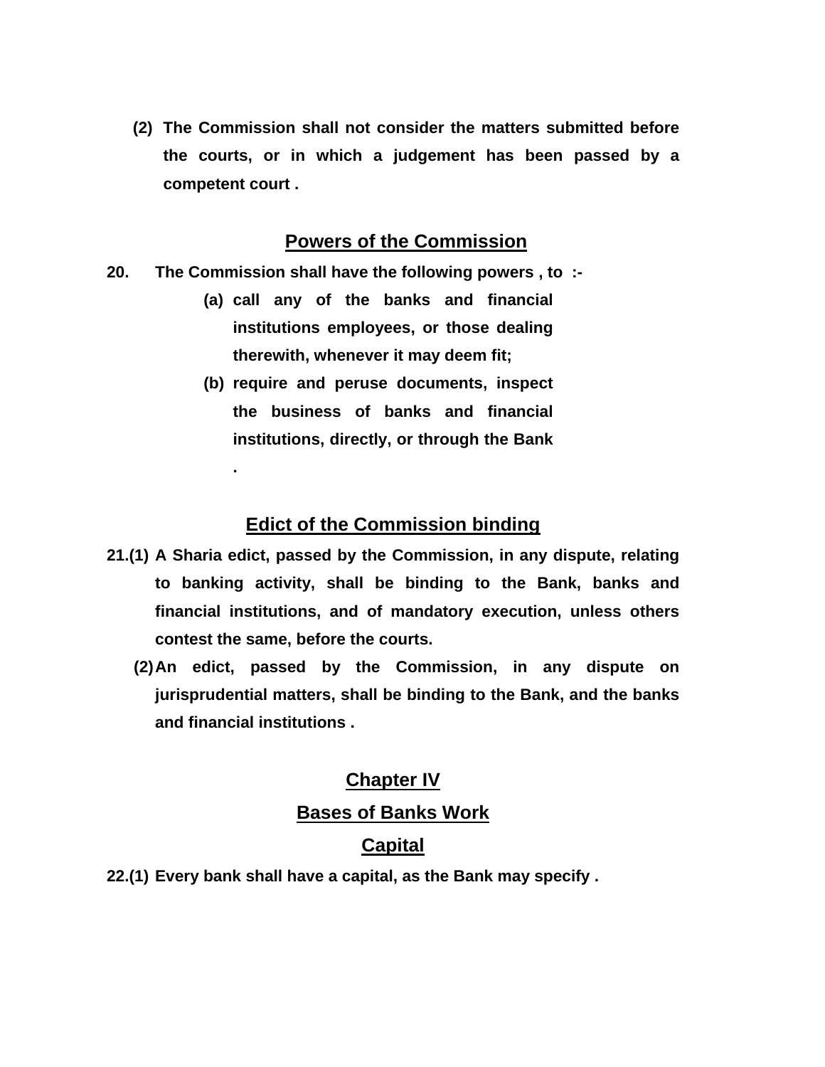**(2) The Commission shall not consider the matters submitted before the courts, or in which a judgement has been passed by a competent court .**

## Powers of the Commission

**20. The Commission shall have the following powers , to :-**

**(a) call any of the banks and financial institutions employees, or those dealing therewith, whenever it may deem fit;**

**(b) require and peruse documents, inspect the business of banks and financial institutions, directly, or through the Bank .**

## Edict of the Commission binding

**21.(1) A Sharia edict, passed by the Commission, in any dispute, relating to banking activity, shall be binding to the Bank, banks and financial institutions, and of mandatory execution, unless others contest the same, before the courts.**

**(2) An edict, passed by the Commission, in any dispute on jurisprudential matters, shall be binding to the Bank, and the banks and financial institutions .**

# Chapter IV

## Bases of Banks Work

## Capital

**22.(1) Every bank shall have a capital, as the Bank may specify .**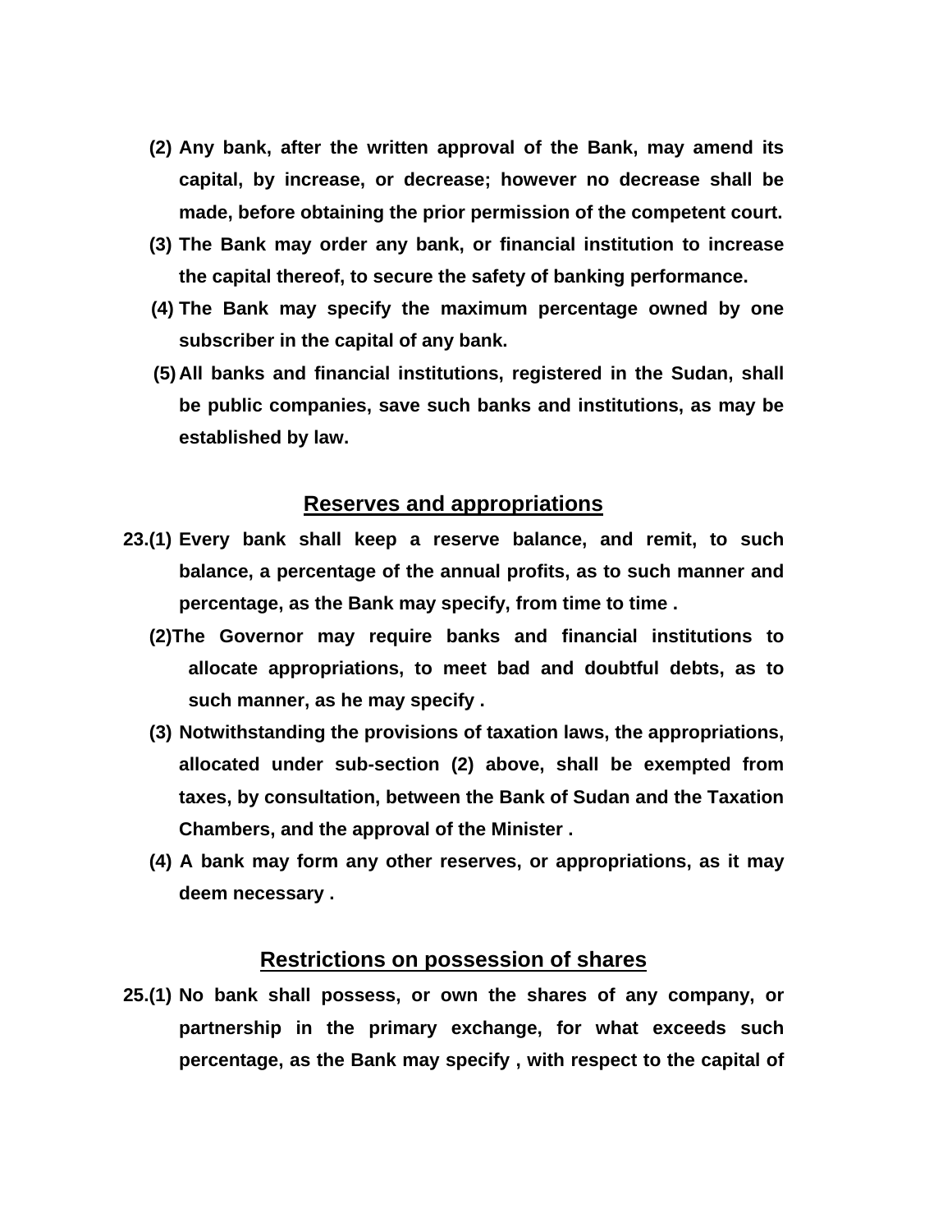**(2)** **Any bank, after the written approval of the Bank, may amend its capital, by increase, or decrease; however no decrease shall be made, before obtaining the prior permission of the competent court.**

**(3)** **The Bank may order any bank, or financial institution to increase the capital thereof, to secure the safety of banking performance.**

**(4)** **The Bank may specify the maximum percentage owned by one subscriber in the capital of any bank.**

**(5)** **All banks and financial institutions, registered in the Sudan, shall be public companies, save such banks and institutions, as may be established by law.**

## Reserves and appropriations

**23.(1)** **Every bank shall keep a reserve balance, and remit, to such balance, a percentage of the annual profits, as to such manner and percentage, as the Bank may specify, from time to time .**

**(2)** **The Governor may require banks and financial institutions to allocate appropriations, to meet bad and doubtful debts, as to such manner, as he may specify .**

**(3)** **Notwithstanding the provisions of taxation laws, the appropriations, allocated under sub-section (2) above, shall be exempted from taxes, by consultation, between the Bank of Sudan and the Taxation Chambers, and the approval of the Minister .**

**(4)** **A bank may form any other reserves, or appropriations, as it may deem necessary .**

## Restrictions on possession of shares

**25.(1)** **No bank shall possess, or own the shares of any company, or partnership in the primary exchange, for what exceeds such percentage, as the Bank may specify , with respect to the capital of**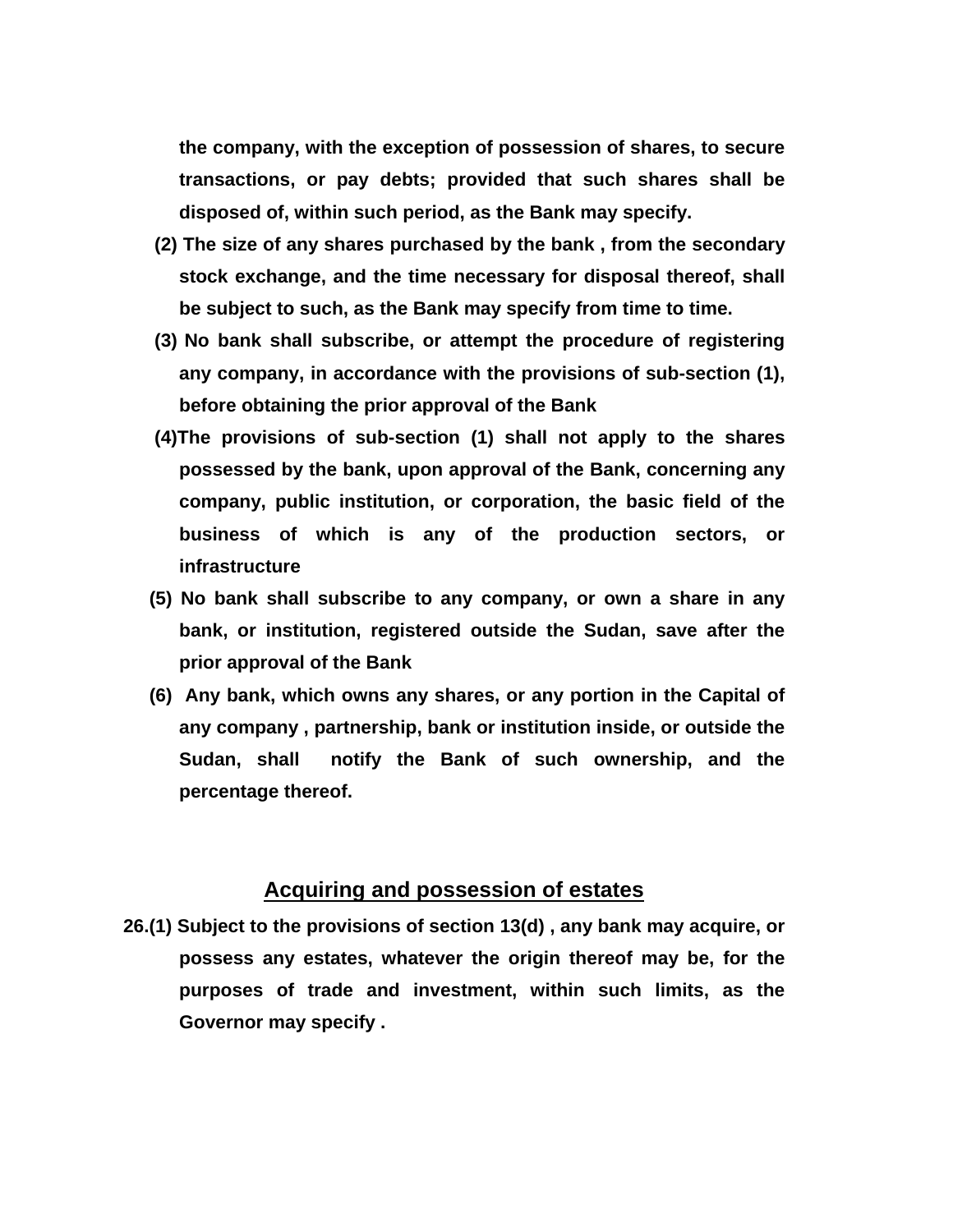**the company, with the exception of possession of shares, to secure transactions, or pay debts; provided that such shares shall be disposed of, within such period, as the Bank may specify.**

**(2) The size of any shares purchased by the bank , from the secondary stock exchange, and the time necessary for disposal thereof, shall be subject to such, as the Bank may specify from time to time.**

**(3) No bank shall subscribe, or attempt the procedure of registering any company, in accordance with the provisions of sub-section (1), before obtaining the prior approval of the Bank**

**(4)The provisions of sub-section (1) shall not apply to the shares possessed by the bank, upon approval of the Bank, concerning any company, public institution, or corporation, the basic field of the business of which is any of the production sectors, or infrastructure**

**(5) No bank shall subscribe to any company, or own a share in any bank, or institution, registered outside the Sudan, save after the prior approval of the Bank**

**(6) Any bank, which owns any shares, or any portion in the Capital of any company , partnership, bank or institution inside, or outside the Sudan, shall notify the Bank of such ownership, and the percentage thereof.**

## <u>Acquiring and possession of estates</u>

**26.(1) Subject to the provisions of section 13(d) , any bank may acquire, or possess any estates, whatever the origin thereof may be, for the purposes of trade and investment, within such limits, as the Governor may specify .**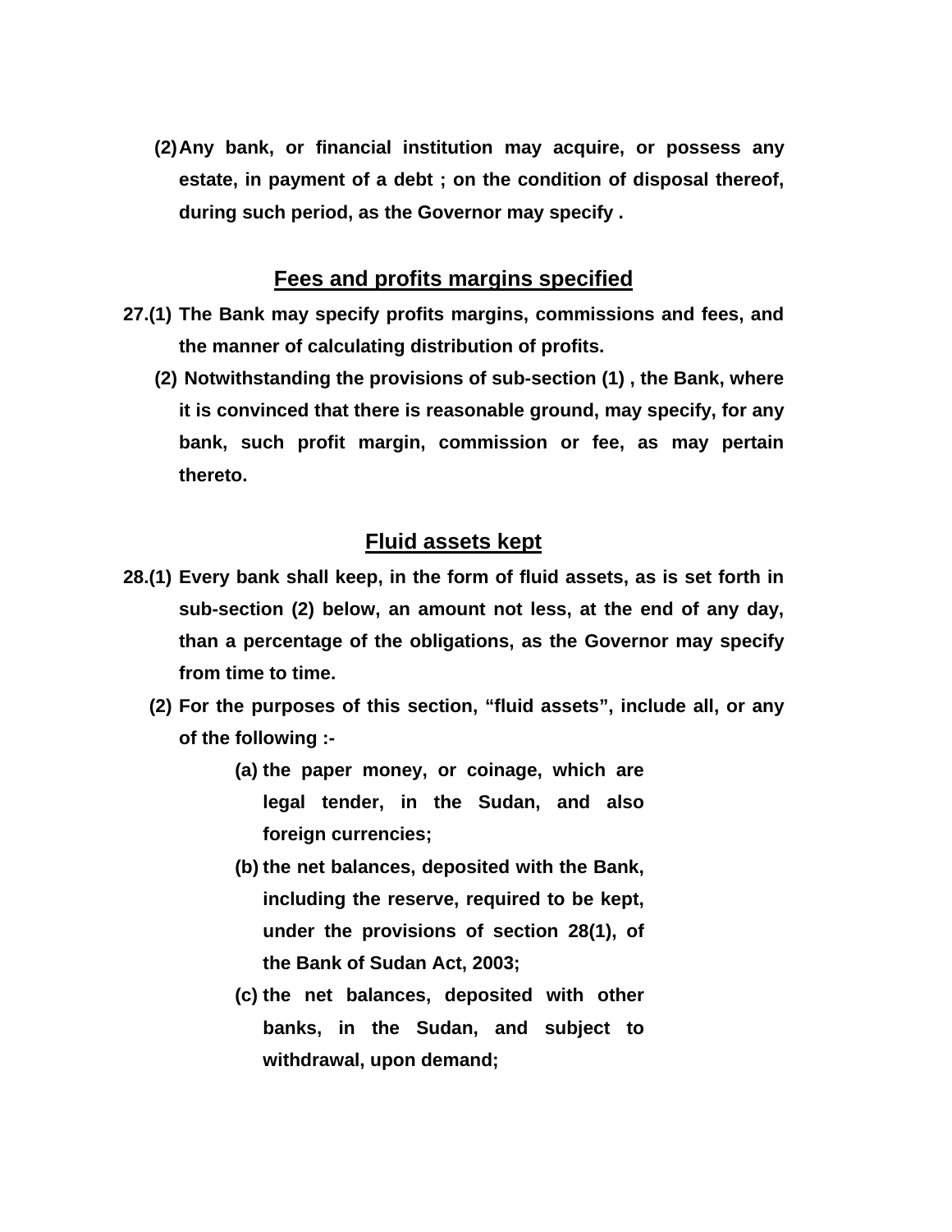**(2) Any bank, or financial institution may acquire, or possess any estate, in payment of a debt ; on the condition of disposal thereof, during such period, as the Governor may specify .**

## Fees and profits margins specified

**27.(1) The Bank may specify profits margins, commissions and fees, and the manner of calculating distribution of profits.**

**(2) Notwithstanding the provisions of sub-section (1) , the Bank, where it is convinced that there is reasonable ground, may specify, for any bank, such profit margin, commission or fee, as may pertain thereto.**

## Fluid assets kept

**28.(1) Every bank shall keep, in the form of fluid assets, as is set forth in sub-section (2) below, an amount not less, at the end of any day, than a percentage of the obligations, as the Governor may specify from time to time.**

**(2) For the purposes of this section, "fluid assets", include all, or any of the following :-**

**(a) the paper money, or coinage, which are legal tender, in the Sudan, and also foreign currencies;**

**(b) the net balances, deposited with the Bank, including the reserve, required to be kept, under the provisions of section 28(1), of the Bank of Sudan Act, 2003;**

**(c) the net balances, deposited with other banks, in the Sudan, and subject to withdrawal, upon demand;**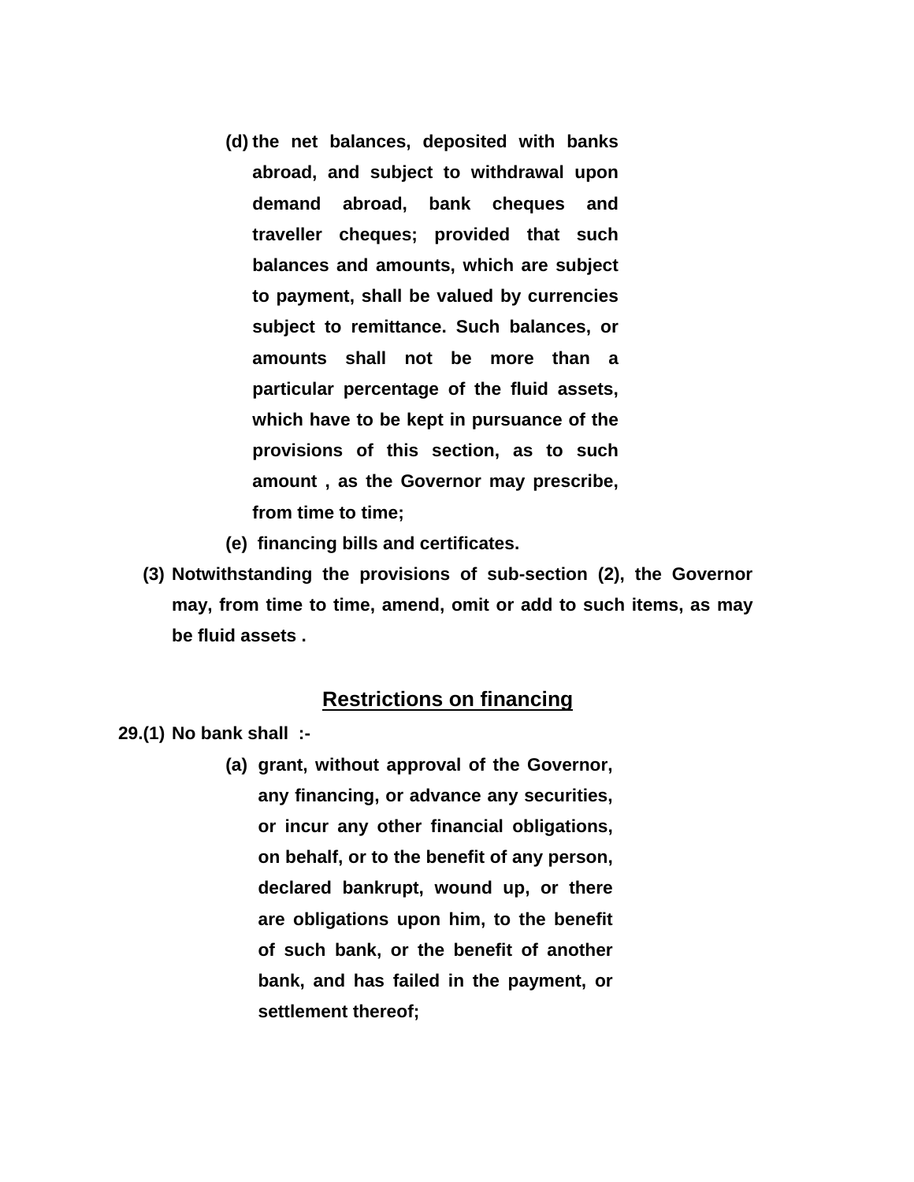(d) the net balances, deposited with banks abroad, and subject to withdrawal upon demand abroad, bank cheques and traveller cheques; provided that such balances and amounts, which are subject to payment, shall be valued by currencies subject to remittance. Such balances, or amounts shall not be more than a particular percentage of the fluid assets, which have to be kept in pursuance of the provisions of this section, as to such amount , as the Governor may prescribe, from time to time;

(e) financing bills and certificates.

(3) Notwithstanding the provisions of sub-section (2), the Governor may, from time to time, amend, omit or add to such items, as may be fluid assets .

## Restrictions on financing

29.(1) No bank shall :-

(a) grant, without approval of the Governor, any financing, or advance any securities, or incur any other financial obligations, on behalf, or to the benefit of any person, declared bankrupt, wound up, or there are obligations upon him, to the benefit of such bank, or the benefit of another bank, and has failed in the payment, or settlement thereof;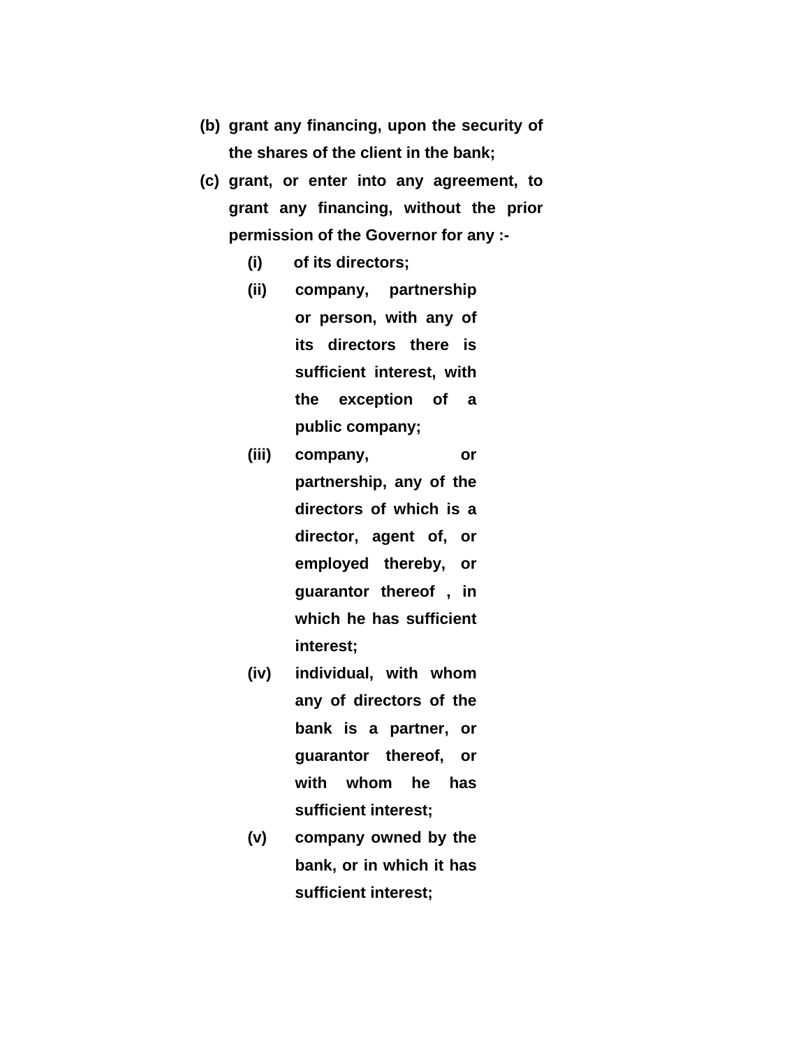**(b) grant any financing, upon the security of the shares of the client in the bank;**

**(c) grant, or enter into any agreement, to grant any financing, without the prior permission of the Governor for any :-**

> **(i) of its directors;**
>
> **(ii) company, partnership or person, with any of its directors there is sufficient interest, with the exception of a public company;**
>
> **(iii) company, or partnership, any of the directors of which is a director, agent of, or employed thereby, or guarantor thereof , in which he has sufficient interest;**
>
> **(iv) individual, with whom any of directors of the bank is a partner, or guarantor thereof, or with whom he has sufficient interest;**
>
> **(v) company owned by the bank, or in which it has sufficient interest;**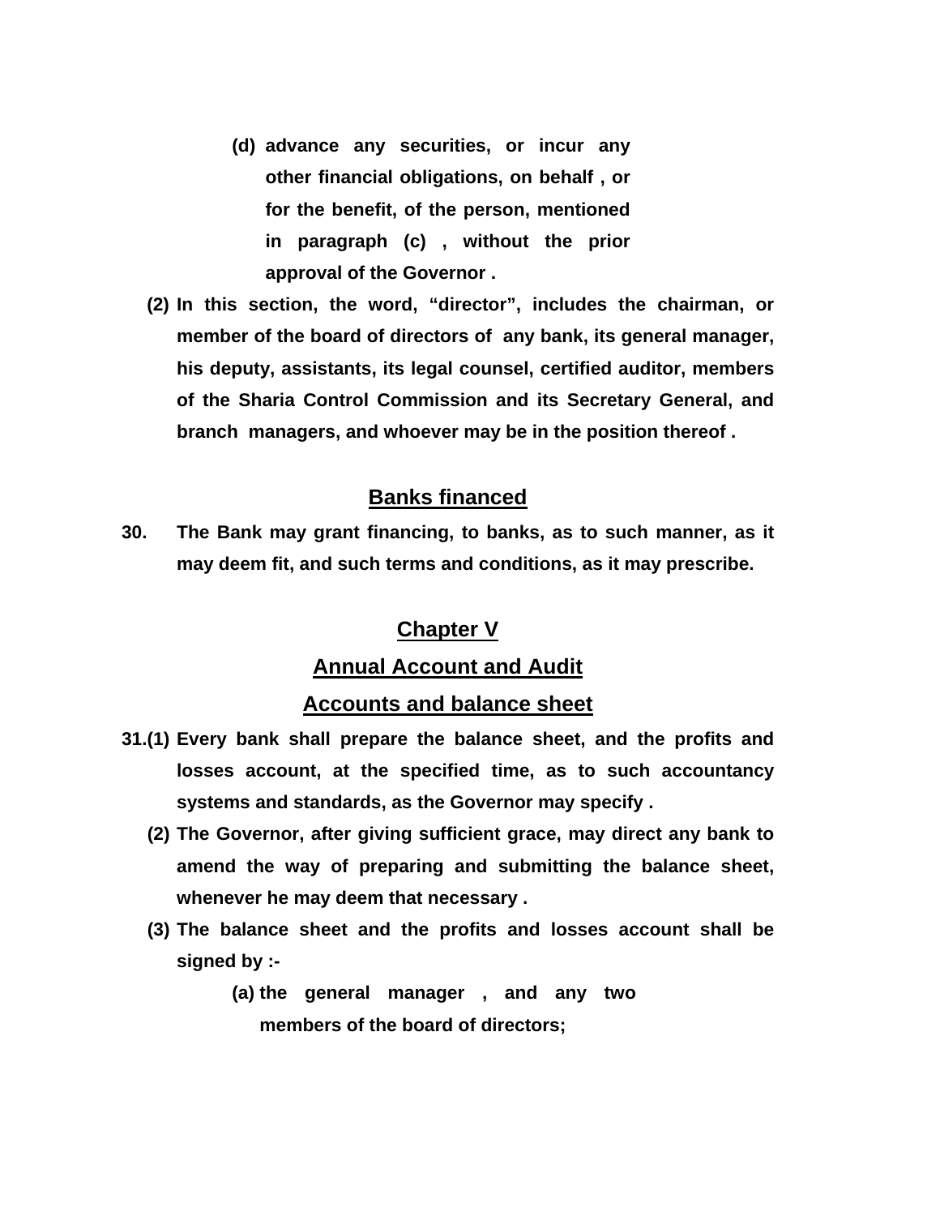**(d) advance any securities, or incur any other financial obligations, on behalf , or for the benefit, of the person, mentioned in paragraph (c) , without the prior approval of the Governor .**

**(2) In this section, the word, “director”, includes the chairman, or member of the board of directors of any bank, its general manager, his deputy, assistants, its legal counsel, certified auditor, members of the Sharia Control Commission and its Secretary General, and branch managers, and whoever may be in the position thereof .**

## Banks financed

**30. The Bank may grant financing, to banks, as to such manner, as it may deem fit, and such terms and conditions, as it may prescribe.**

## Chapter V

## Annual Account and Audit

### Accounts and balance sheet

**31.(1) Every bank shall prepare the balance sheet, and the profits and losses account, at the specified time, as to such accountancy systems and standards, as the Governor may specify .**

**(2) The Governor, after giving sufficient grace, may direct any bank to amend the way of preparing and submitting the balance sheet, whenever he may deem that necessary .**

**(3) The balance sheet and the profits and losses account shall be signed by :-**

**(a) the general manager , and any two members of the board of directors;**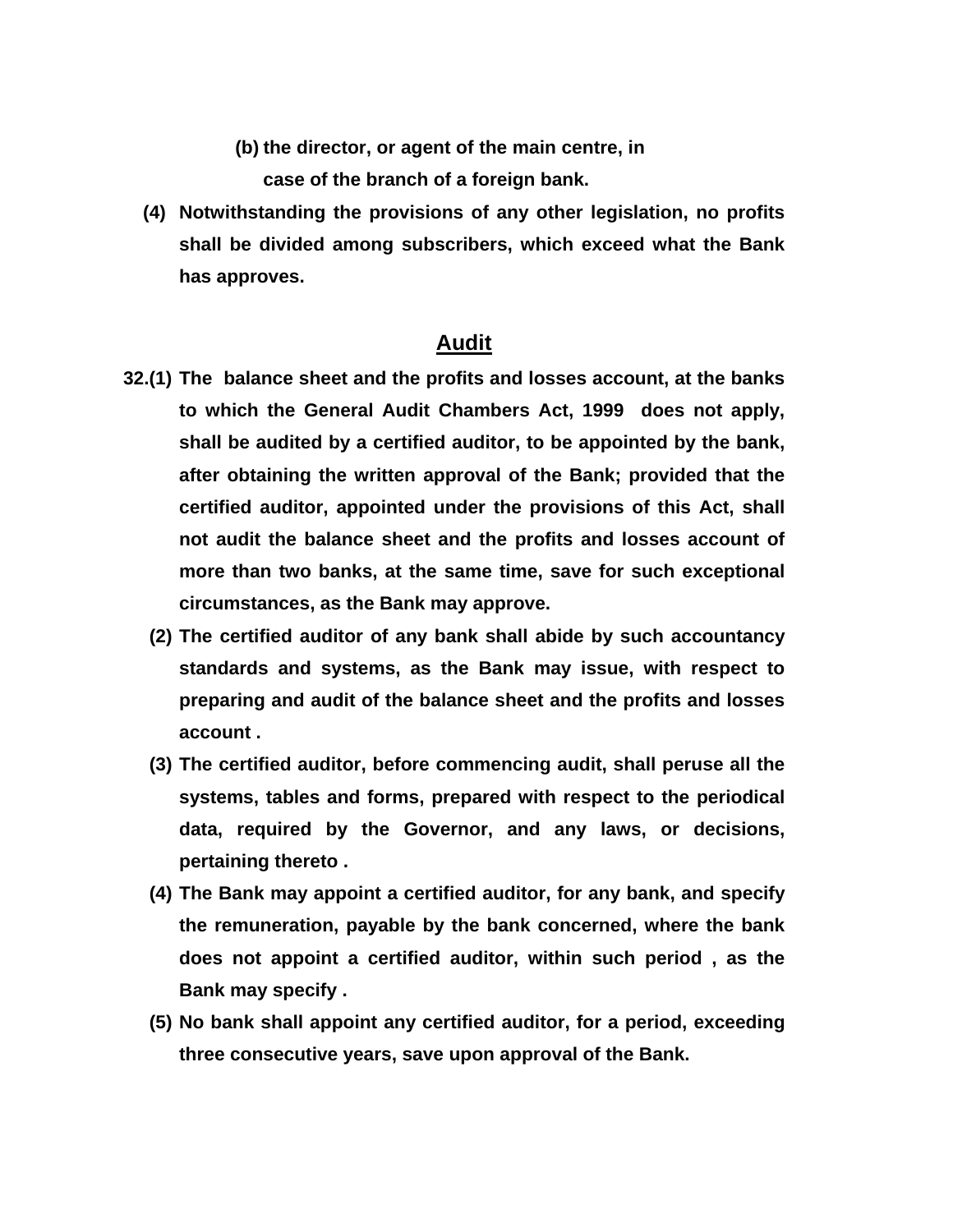**(b) the director, or agent of the main centre, in case of the branch of a foreign bank.**

**(4) Notwithstanding the provisions of any other legislation, no profits shall be divided among subscribers, which exceed what the Bank has approves.**

## Audit

**32.(1) The balance sheet and the profits and losses account, at the banks to which the General Audit Chambers Act, 1999 does not apply, shall be audited by a certified auditor, to be appointed by the bank, after obtaining the written approval of the Bank; provided that the certified auditor, appointed under the provisions of this Act, shall not audit the balance sheet and the profits and losses account of more than two banks, at the same time, save for such exceptional circumstances, as the Bank may approve.**

**(2) The certified auditor of any bank shall abide by such accountancy standards and systems, as the Bank may issue, with respect to preparing and audit of the balance sheet and the profits and losses account .**

**(3) The certified auditor, before commencing audit, shall peruse all the systems, tables and forms, prepared with respect to the periodical data, required by the Governor, and any laws, or decisions, pertaining thereto .**

**(4) The Bank may appoint a certified auditor, for any bank, and specify the remuneration, payable by the bank concerned, where the bank does not appoint a certified auditor, within such period , as the Bank may specify .**

**(5) No bank shall appoint any certified auditor, for a period, exceeding three consecutive years, save upon approval of the Bank.**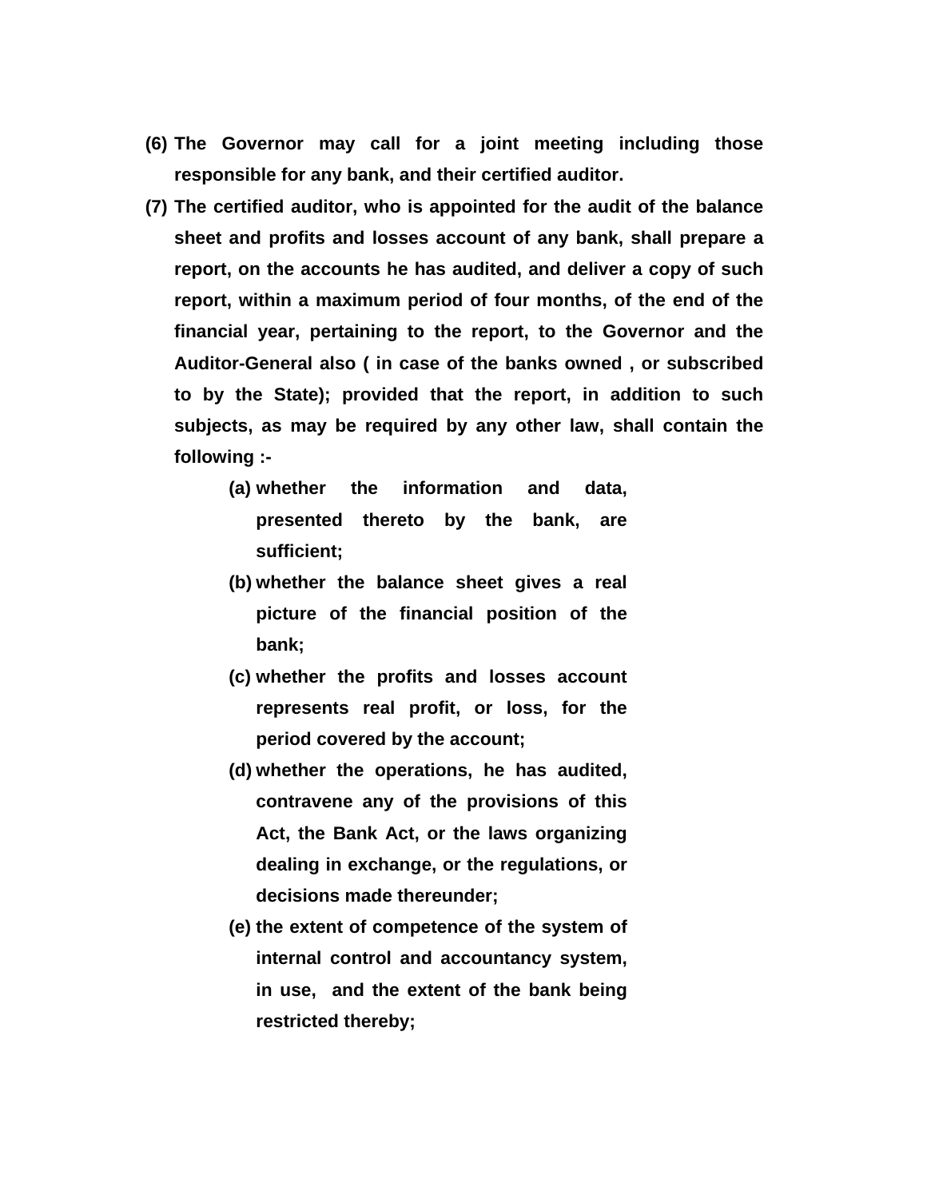**(6) The Governor may call for a joint meeting including those responsible for any bank, and their certified auditor.**

**(7) The certified auditor, who is appointed for the audit of the balance sheet and profits and losses account of any bank, shall prepare a report, on the accounts he has audited, and deliver a copy of such report, within a maximum period of four months, of the end of the financial year, pertaining to the report, to the Governor and the Auditor-General also ( in case of the banks owned , or subscribed to by the State); provided that the report, in addition to such subjects, as may be required by any other law, shall contain the following :-**

- **(a) whether the information and data, presented thereto by the bank, are sufficient;**
- **(b) whether the balance sheet gives a real picture of the financial position of the bank;**
- **(c) whether the profits and losses account represents real profit, or loss, for the period covered by the account;**
- **(d) whether the operations, he has audited, contravene any of the provisions of this Act, the Bank Act, or the laws organizing dealing in exchange, or the regulations, or decisions made thereunder;**
- **(e) the extent of competence of the system of internal control and accountancy system, in use, and the extent of the bank being restricted thereby;**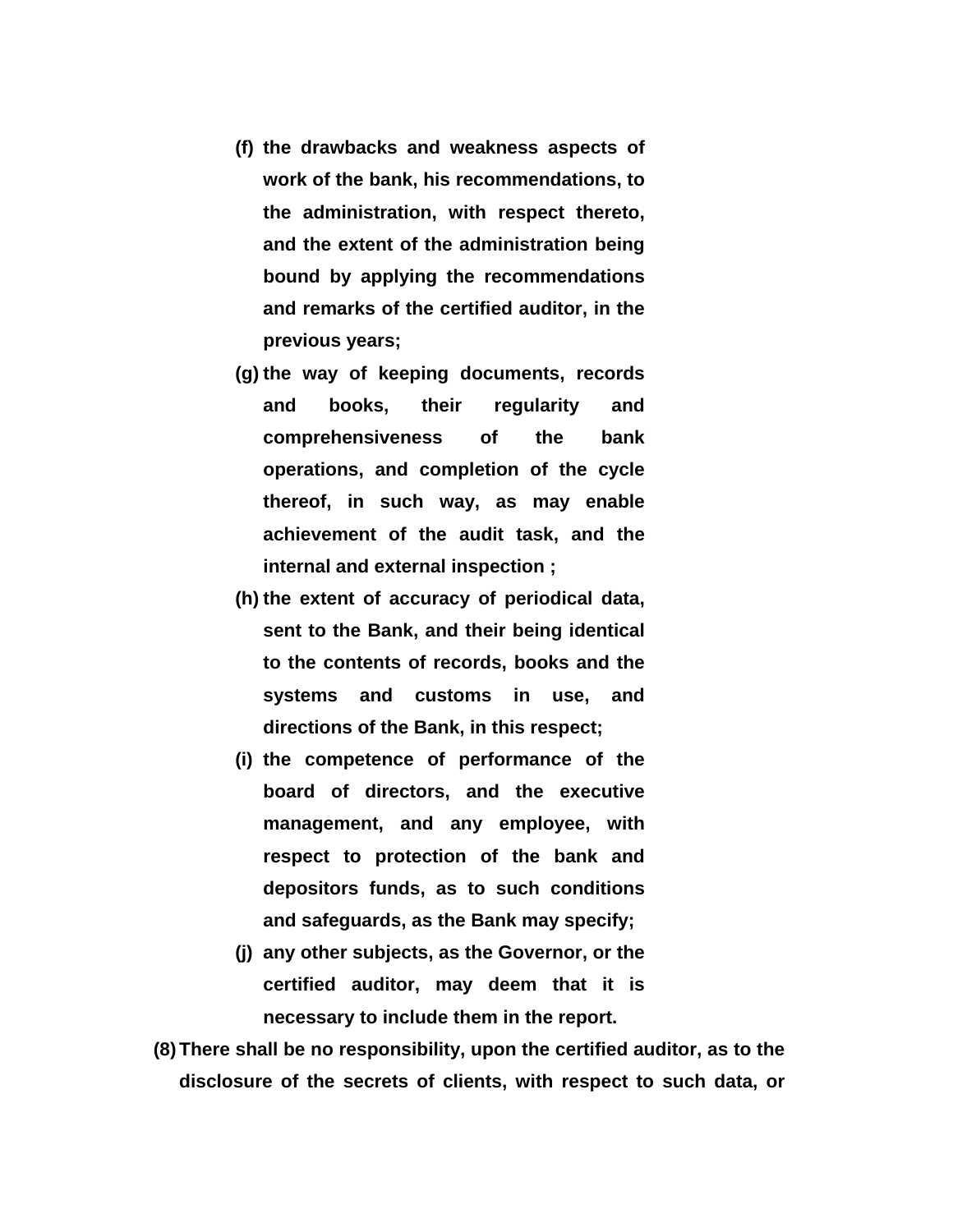**(f) the drawbacks and weakness aspects of work of the bank, his recommendations, to the administration, with respect thereto, and the extent of the administration being bound by applying the recommendations and remarks of the certified auditor, in the previous years;**

**(g) the way of keeping documents, records and books, their regularity and comprehensiveness of the bank operations, and completion of the cycle thereof, in such way, as may enable achievement of the audit task, and the internal and external inspection ;**

**(h) the extent of accuracy of periodical data, sent to the Bank, and their being identical to the contents of records, books and the systems and customs in use, and directions of the Bank, in this respect;**

**(i) the competence of performance of the board of directors, and the executive management, and any employee, with respect to protection of the bank and depositors funds, as to such conditions and safeguards, as the Bank may specify;**

**(j) any other subjects, as the Governor, or the certified auditor, may deem that it is necessary to include them in the report.**

**(8) There shall be no responsibility, upon the certified auditor, as to the disclosure of the secrets of clients, with respect to such data, or**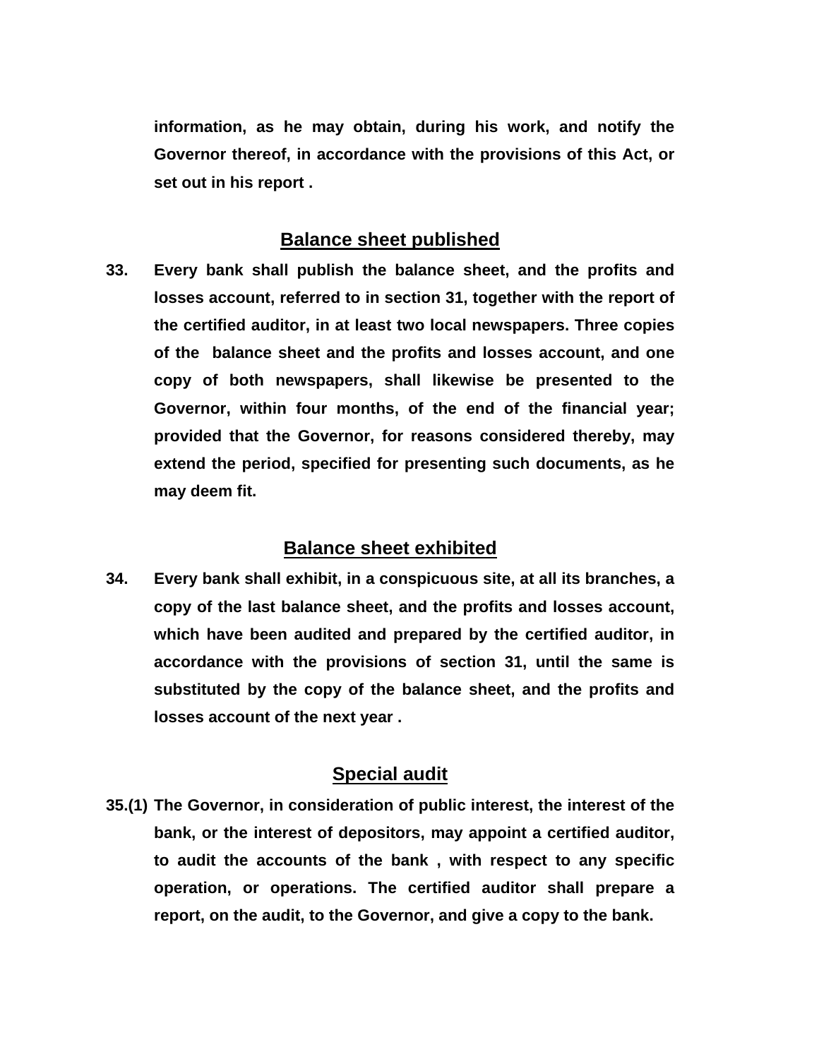**information, as he may obtain, during his work, and notify the Governor thereof, in accordance with the provisions of this Act, or set out in his report .**

## Balance sheet published

**33.** **Every bank shall publish the balance sheet, and the profits and losses account, referred to in section 31, together with the report of the certified auditor, in at least two local newspapers. Three copies of the balance sheet and the profits and losses account, and one copy of both newspapers, shall likewise be presented to the Governor, within four months, of the end of the financial year; provided that the Governor, for reasons considered thereby, may extend the period, specified for presenting such documents, as he may deem fit.**

## Balance sheet exhibited

**34.** **Every bank shall exhibit, in a conspicuous site, at all its branches, a copy of the last balance sheet, and the profits and losses account, which have been audited and prepared by the certified auditor, in accordance with the provisions of section 31, until the same is substituted by the copy of the balance sheet, and the profits and losses account of the next year .**

## Special audit

**35.(1)** **The Governor, in consideration of public interest, the interest of the bank, or the interest of depositors, may appoint a certified auditor, to audit the accounts of the bank , with respect to any specific operation, or operations. The certified auditor shall prepare a report, on the audit, to the Governor, and give a copy to the bank.**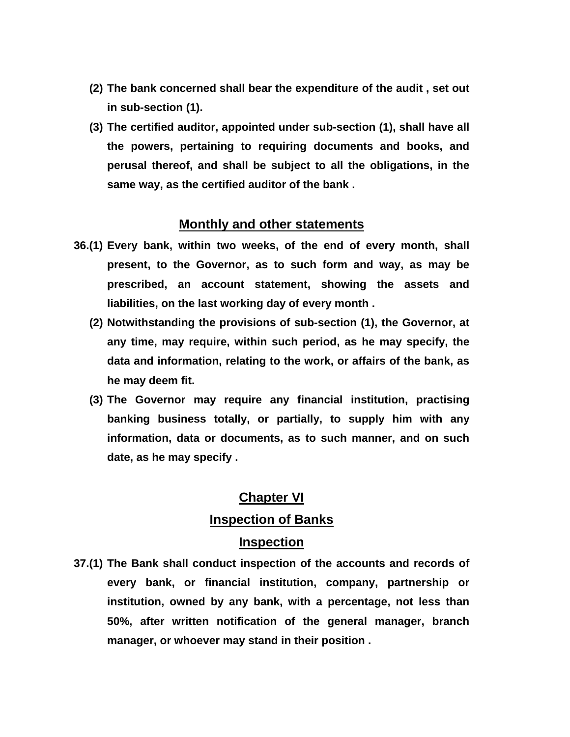**(2) The bank concerned shall bear the expenditure of the audit , set out in sub-section (1).**

**(3) The certified auditor, appointed under sub-section (1), shall have all the powers, pertaining to requiring documents and books, and perusal thereof, and shall be subject to all the obligations, in the same way, as the certified auditor of the bank .**

## Monthly and other statements

**36.(1) Every bank, within two weeks, of the end of every month, shall present, to the Governor, as to such form and way, as may be prescribed, an account statement, showing the assets and liabilities, on the last working day of every month .**

**(2) Notwithstanding the provisions of sub-section (1), the Governor, at any time, may require, within such period, as he may specify, the data and information, relating to the work, or affairs of the bank, as he may deem fit.**

**(3) The Governor may require any financial institution, practising banking business totally, or partially, to supply him with any information, data or documents, as to such manner, and on such date, as he may specify .**

# Chapter VI

## Inspection of Banks

### Inspection

**37.(1) The Bank shall conduct inspection of the accounts and records of every bank, or financial institution, company, partnership or institution, owned by any bank, with a percentage, not less than 50%, after written notification of the general manager, branch manager, or whoever may stand in their position .**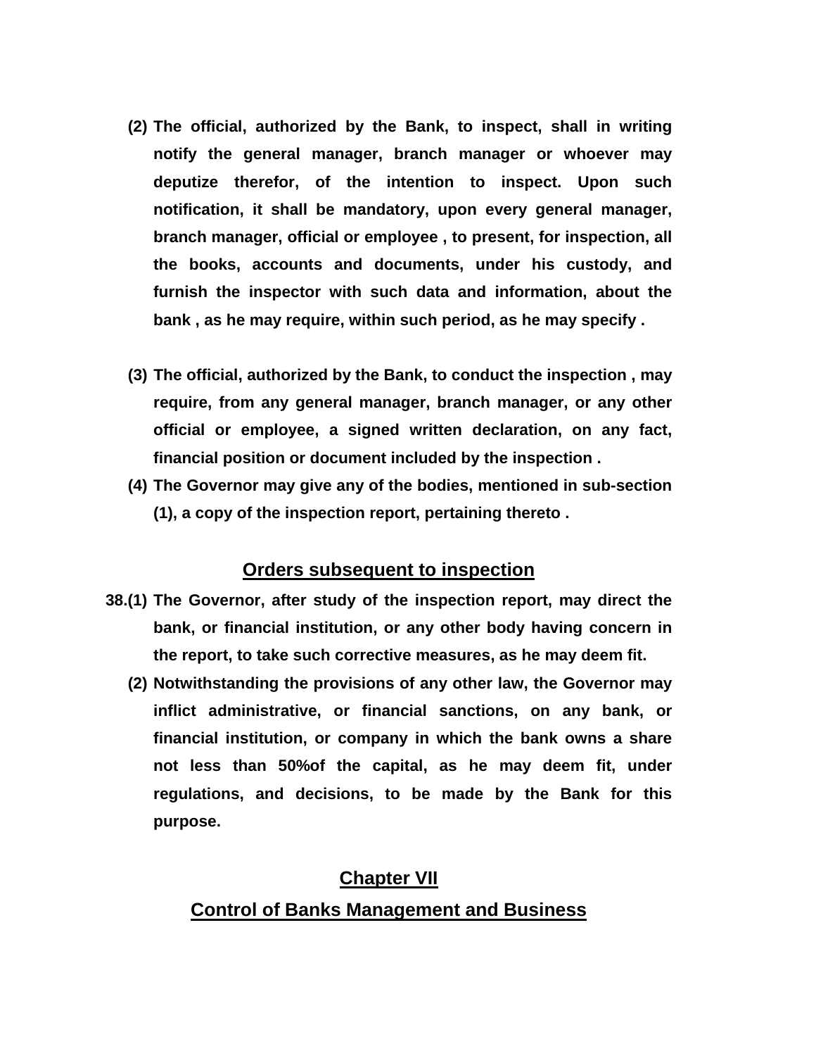**(2) The official, authorized by the Bank, to inspect, shall in writing notify the general manager, branch manager or whoever may deputize therefor, of the intention to inspect. Upon such notification, it shall be mandatory, upon every general manager, branch manager, official or employee , to present, for inspection, all the books, accounts and documents, under his custody, and furnish the inspector with such data and information, about the bank , as he may require, within such period, as he may specify .**

**(3) The official, authorized by the Bank, to conduct the inspection , may require, from any general manager, branch manager, or any other official or employee, a signed written declaration, on any fact, financial position or document included by the inspection .**

**(4) The Governor may give any of the bodies, mentioned in sub-section (1), a copy of the inspection report, pertaining thereto .**

## Orders subsequent to inspection

**38.(1) The Governor, after study of the inspection report, may direct the bank, or financial institution, or any other body having concern in the report, to take such corrective measures, as he may deem fit.**

**(2) Notwithstanding the provisions of any other law, the Governor may inflict administrative, or financial sanctions, on any bank, or financial institution, or company in which the bank owns a share not less than 50%of the capital, as he may deem fit, under regulations, and decisions, to be made by the Bank for this purpose.**

# Chapter VII

# Control of Banks Management and Business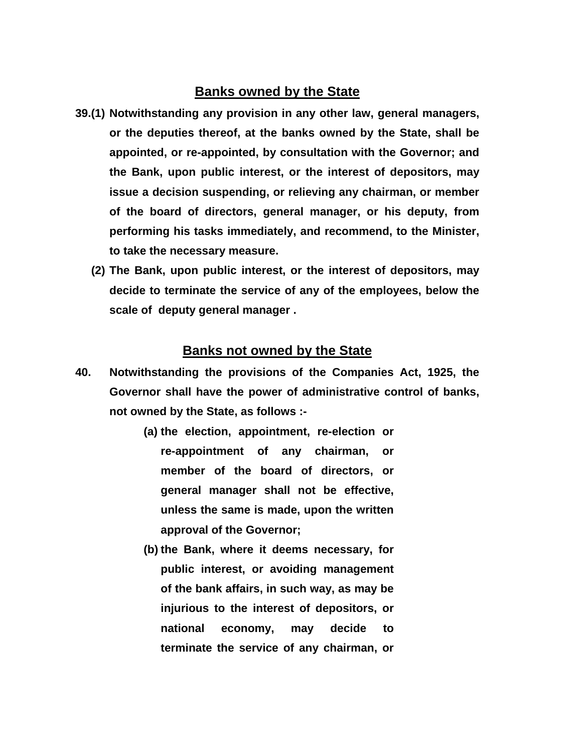## Banks owned by the State

**39.(1) Notwithstanding any provision in any other law, general managers, or the deputies thereof, at the banks owned by the State, shall be appointed, or re-appointed, by consultation with the Governor; and the Bank, upon public interest, or the interest of depositors, may issue a decision suspending, or relieving any chairman, or member of the board of directors, general manager, or his deputy, from performing his tasks immediately, and recommend, to the Minister, to take the necessary measure.**

**(2) The Bank, upon public interest, or the interest of depositors, may decide to terminate the service of any of the employees, below the scale of deputy general manager .**

## Banks not owned by the State

**40. Notwithstanding the provisions of the Companies Act, 1925, the Governor shall have the power of administrative control of banks, not owned by the State, as follows :-**

**(a) the election, appointment, re-election or re-appointment of any chairman, or member of the board of directors, or general manager shall not be effective, unless the same is made, upon the written approval of the Governor;**

**(b) the Bank, where it deems necessary, for public interest, or avoiding management of the bank affairs, in such way, as may be injurious to the interest of depositors, or national economy, may decide to terminate the service of any chairman, or**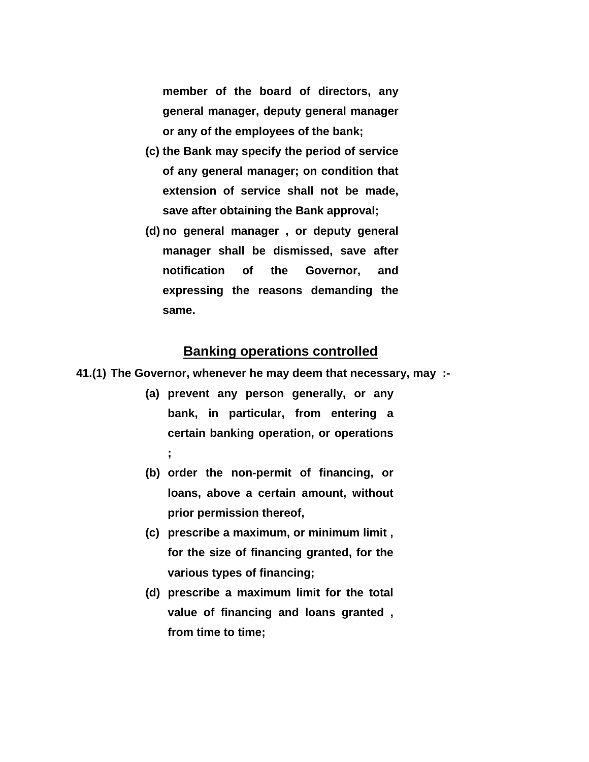member of the board of directors, any general manager, deputy general manager or any of the employees of the bank;

(c) the Bank may specify the period of service of any general manager; on condition that extension of service shall not be made, save after obtaining the Bank approval;

(d) no general manager , or deputy general manager shall be dismissed, save after notification of the Governor, and expressing the reasons demanding the same.

## Banking operations controlled

**41.(1)** The Governor, whenever he may deem that necessary, may :-

(a) prevent any person generally, or any bank, in particular, from entering a certain banking operation, or operations ;

(b) order the non-permit of financing, or loans, above a certain amount, without prior permission thereof,

(c) prescribe a maximum, or minimum limit , for the size of financing granted, for the various types of financing;

(d) prescribe a maximum limit for the total value of financing and loans granted , from time to time;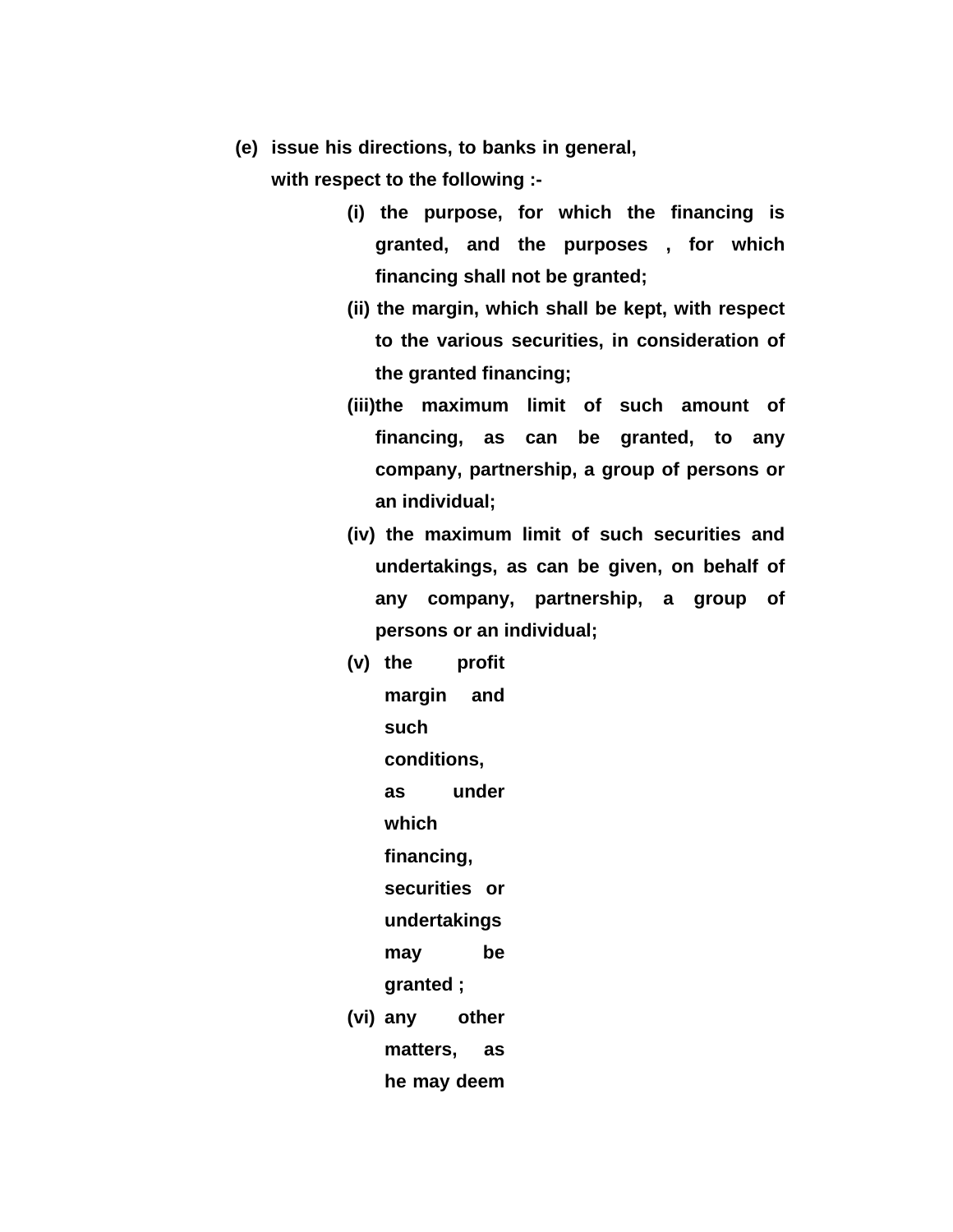**(e) issue his directions, to banks in general, with respect to the following :-**

- **(i) the purpose, for which the financing is granted, and the purposes , for which financing shall not be granted;**
- **(ii) the margin, which shall be kept, with respect to the various securities, in consideration of the granted financing;**
- **(iii) the maximum limit of such amount of financing, as can be granted, to any company, partnership, a group of persons or an individual;**
- **(iv) the maximum limit of such securities and undertakings, as can be given, on behalf of any company, partnership, a group of persons or an individual;**
- **(v) the profit margin and such conditions, as under which financing, securities or undertakings may be granted ;**
- **(vi) any other matters, as he may deem**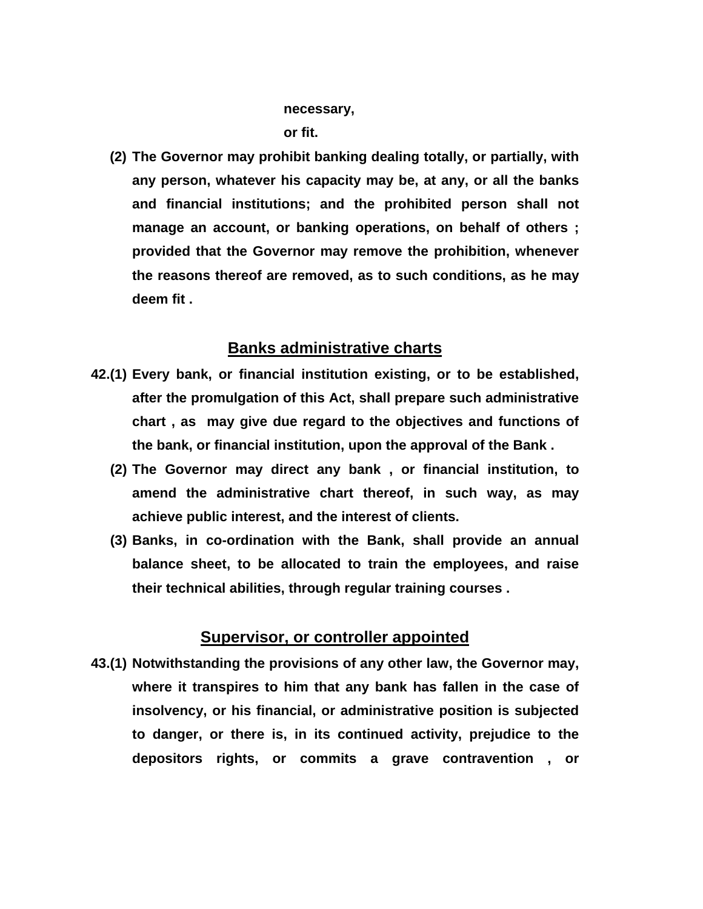necessary,

or fit.

**(2) The Governor may prohibit banking dealing totally, or partially, with any person, whatever his capacity may be, at any, or all the banks and financial institutions; and the prohibited person shall not manage an account, or banking operations, on behalf of others ; provided that the Governor may remove the prohibition, whenever the reasons thereof are removed, as to such conditions, as he may deem fit .**

## Banks administrative charts

**42.(1) Every bank, or financial institution existing, or to be established, after the promulgation of this Act, shall prepare such administrative chart , as may give due regard to the objectives and functions of the bank, or financial institution, upon the approval of the Bank .**

**(2) The Governor may direct any bank , or financial institution, to amend the administrative chart thereof, in such way, as may achieve public interest, and the interest of clients.**

**(3) Banks, in co-ordination with the Bank, shall provide an annual balance sheet, to be allocated to train the employees, and raise their technical abilities, through regular training courses .**

## Supervisor, or controller appointed

**43.(1) Notwithstanding the provisions of any other law, the Governor may, where it transpires to him that any bank has fallen in the case of insolvency, or his financial, or administrative position is subjected to danger, or there is, in its continued activity, prejudice to the depositors rights, or commits a grave contravention , or**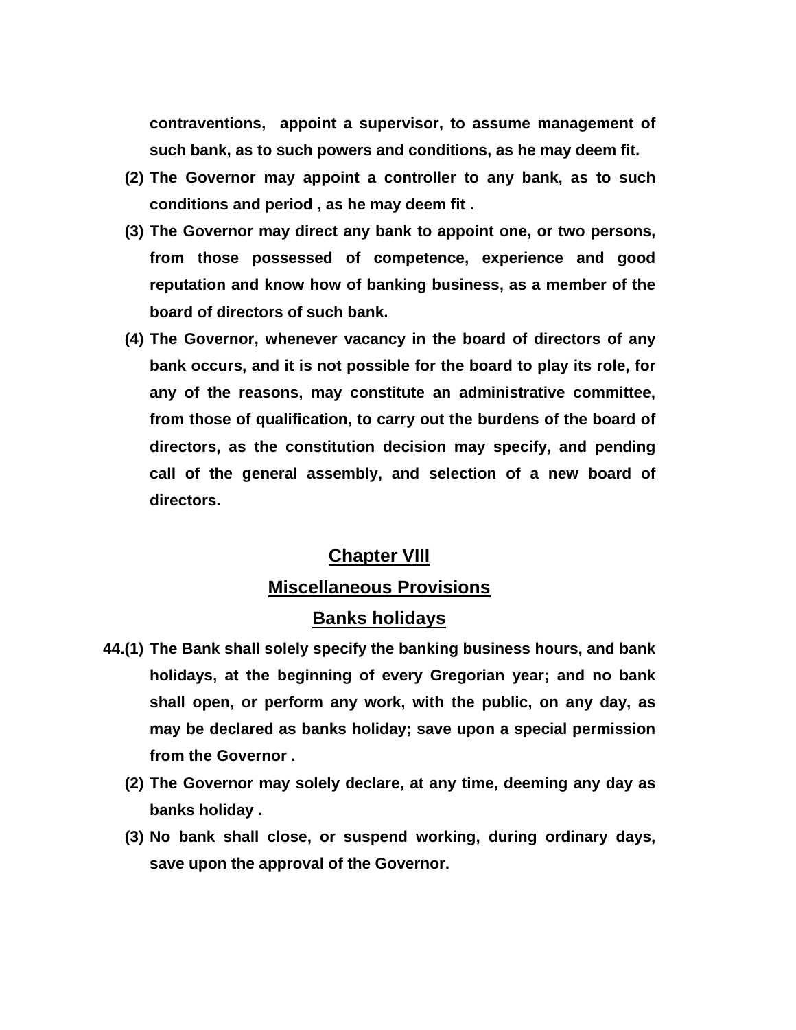**contraventions, appoint a supervisor, to assume management of such bank, as to such powers and conditions, as he may deem fit.**

**(2) The Governor may appoint a controller to any bank, as to such conditions and period , as he may deem fit .**

**(3) The Governor may direct any bank to appoint one, or two persons, from those possessed of competence, experience and good reputation and know how of banking business, as a member of the board of directors of such bank.**

**(4) The Governor, whenever vacancy in the board of directors of any bank occurs, and it is not possible for the board to play its role, for any of the reasons, may constitute an administrative committee, from those of qualification, to carry out the burdens of the board of directors, as the constitution decision may specify, and pending call of the general assembly, and selection of a new board of directors.**

## Chapter VIII

## Miscellaneous Provisions

### Banks holidays

**44.(1) The Bank shall solely specify the banking business hours, and bank holidays, at the beginning of every Gregorian year; and no bank shall open, or perform any work, with the public, on any day, as may be declared as banks holiday; save upon a special permission from the Governor .**

**(2) The Governor may solely declare, at any time, deeming any day as banks holiday .**

**(3) No bank shall close, or suspend working, during ordinary days, save upon the approval of the Governor.**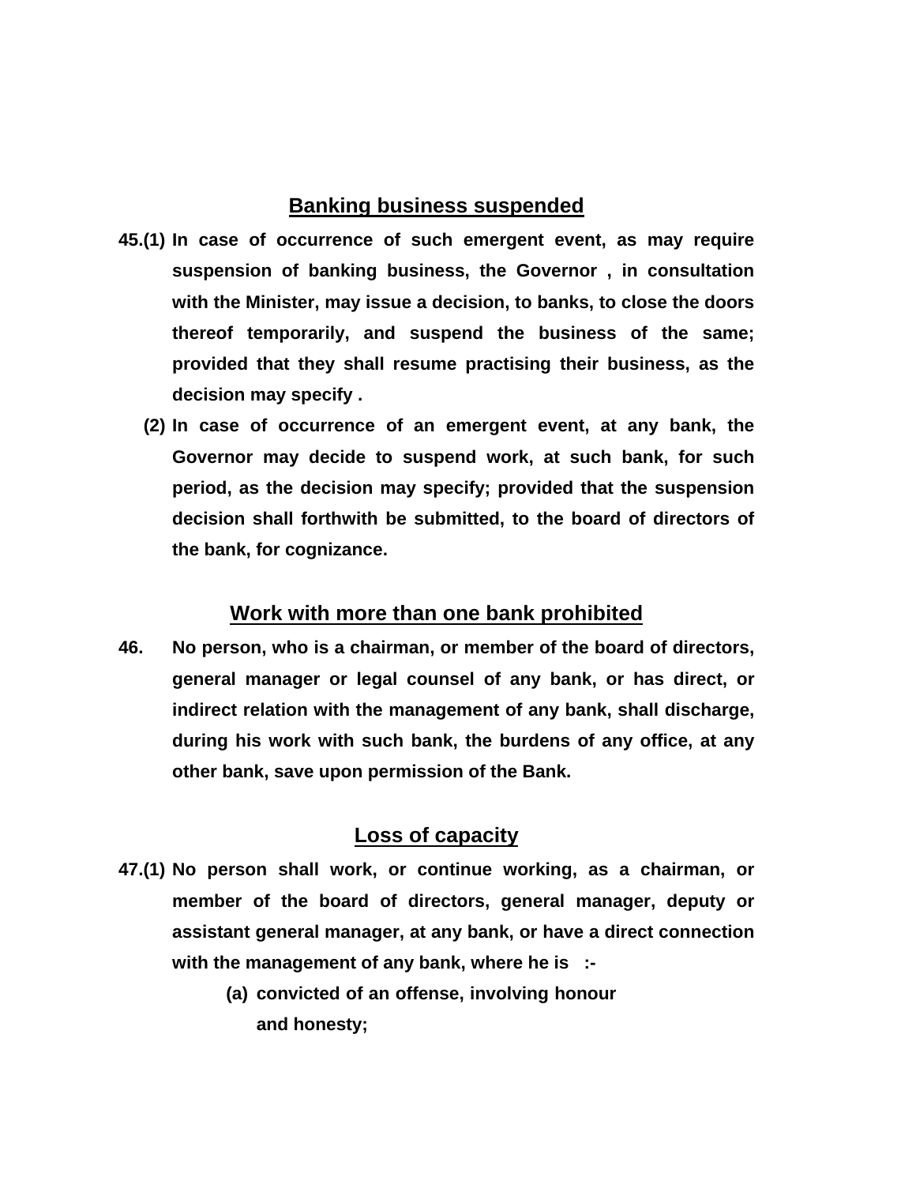## Banking business suspended

**45.(1) In case of occurrence of such emergent event, as may require suspension of banking business, the Governor , in consultation with the Minister, may issue a decision, to banks, to close the doors thereof temporarily, and suspend the business of the same; provided that they shall resume practising their business, as the decision may specify .**

**(2) In case of occurrence of an emergent event, at any bank, the Governor may decide to suspend work, at such bank, for such period, as the decision may specify; provided that the suspension decision shall forthwith be submitted, to the board of directors of the bank, for cognizance.**

## Work with more than one bank prohibited

**46. No person, who is a chairman, or member of the board of directors, general manager or legal counsel of any bank, or has direct, or indirect relation with the management of any bank, shall discharge, during his work with such bank, the burdens of any office, at any other bank, save upon permission of the Bank.**

## Loss of capacity

**47.(1) No person shall work, or continue working, as a chairman, or member of the board of directors, general manager, deputy or assistant general manager, at any bank, or have a direct connection with the management of any bank, where he is :-**

**(a) convicted of an offense, involving honour and honesty;**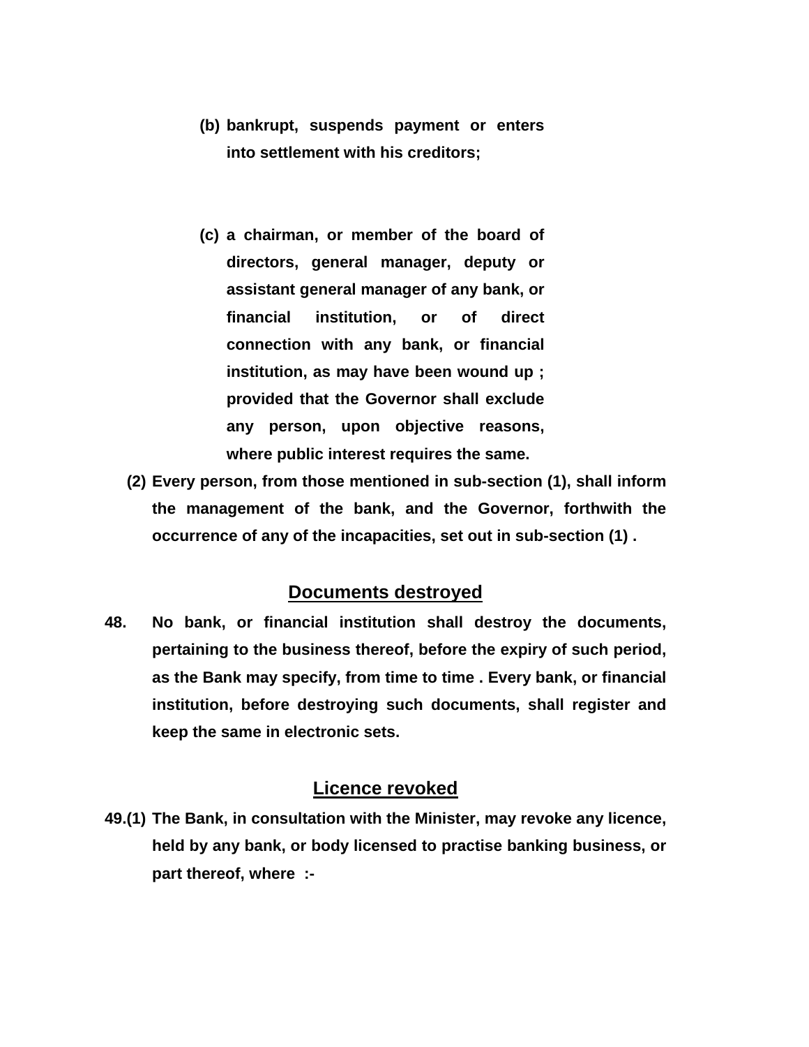**(b) bankrupt, suspends payment or enters into settlement with his creditors;**

**(c) a chairman, or member of the board of directors, general manager, deputy or assistant general manager of any bank, or financial institution, or of direct connection with any bank, or financial institution, as may have been wound up ; provided that the Governor shall exclude any person, upon objective reasons, where public interest requires the same.**

**(2) Every person, from those mentioned in sub-section (1), shall inform the management of the bank, and the Governor, forthwith the occurrence of any of the incapacities, set out in sub-section (1) .**

## Documents destroyed

**48. No bank, or financial institution shall destroy the documents, pertaining to the business thereof, before the expiry of such period, as the Bank may specify, from time to time . Every bank, or financial institution, before destroying such documents, shall register and keep the same in electronic sets.**

## Licence revoked

**49.(1) The Bank, in consultation with the Minister, may revoke any licence, held by any bank, or body licensed to practise banking business, or part thereof, where :-**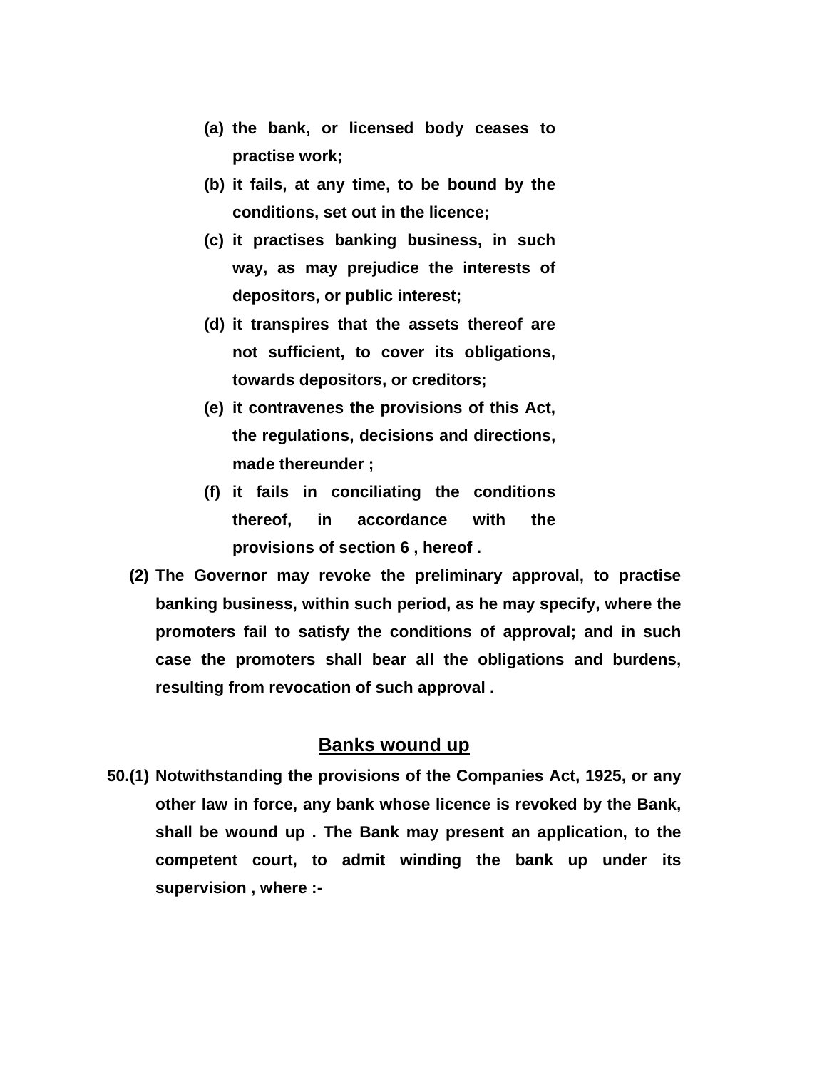**(a) the bank, or licensed body ceases to practise work;**

**(b) it fails, at any time, to be bound by the conditions, set out in the licence;**

**(c) it practises banking business, in such way, as may prejudice the interests of depositors, or public interest;**

**(d) it transpires that the assets thereof are not sufficient, to cover its obligations, towards depositors, or creditors;**

**(e) it contravenes the provisions of this Act, the regulations, decisions and directions, made thereunder ;**

**(f) it fails in conciliating the conditions thereof, in accordance with the provisions of section 6 , hereof .**

**(2) The Governor may revoke the preliminary approval, to practise banking business, within such period, as he may specify, where the promoters fail to satisfy the conditions of approval; and in such case the promoters shall bear all the obligations and burdens, resulting from revocation of such approval .**

## Banks wound up

**50.(1) Notwithstanding the provisions of the Companies Act, 1925, or any other law in force, any bank whose licence is revoked by the Bank, shall be wound up . The Bank may present an application, to the competent court, to admit winding the bank up under its supervision , where :-**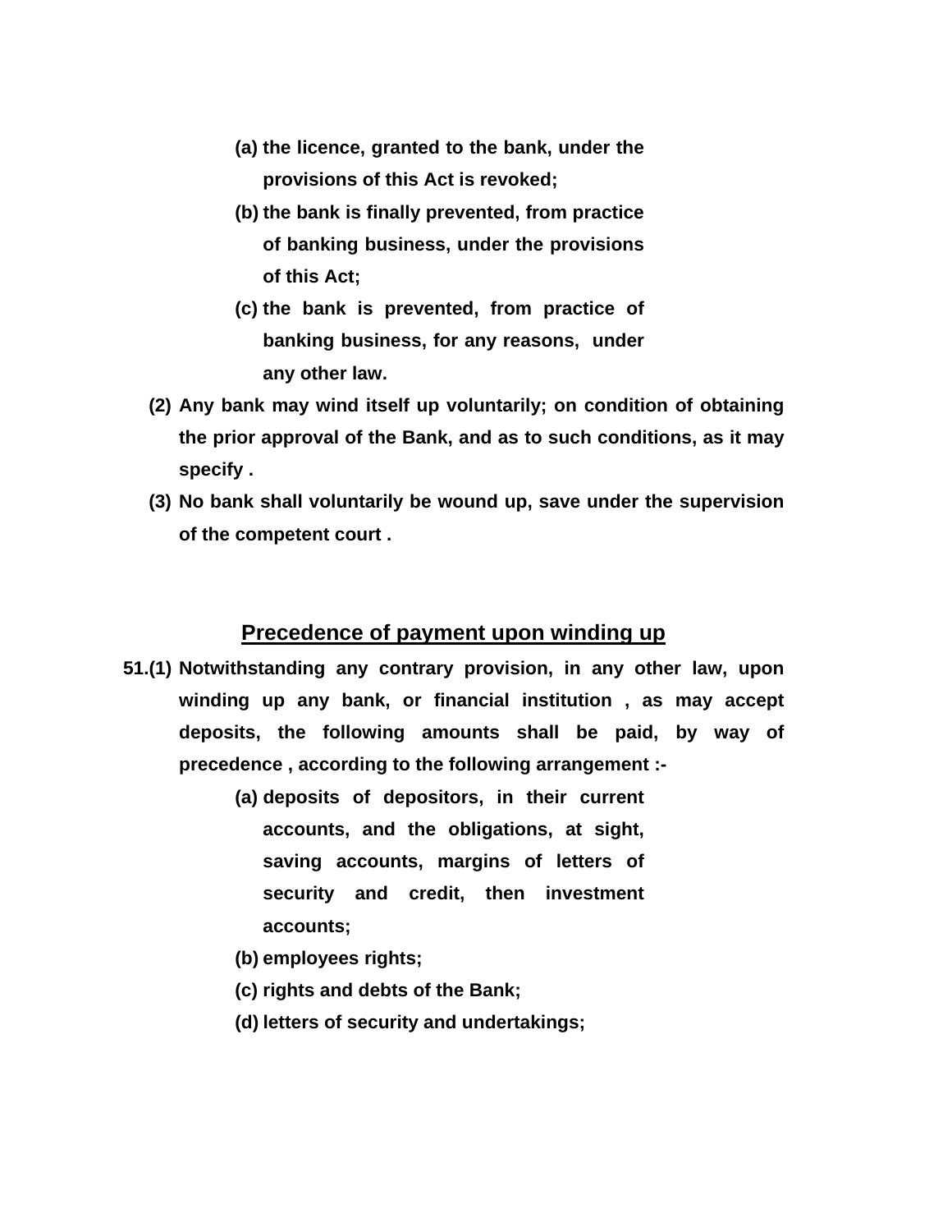**(a) the licence, granted to the bank, under the provisions of this Act is revoked;**

**(b) the bank is finally prevented, from practice of banking business, under the provisions of this Act;**

**(c) the bank is prevented, from practice of banking business, for any reasons, under any other law.**

**(2) Any bank may wind itself up voluntarily; on condition of obtaining the prior approval of the Bank, and as to such conditions, as it may specify .**

**(3) No bank shall voluntarily be wound up, save under the supervision of the competent court .**

## Precedence of payment upon winding up

**51.(1) Notwithstanding any contrary provision, in any other law, upon winding up any bank, or financial institution , as may accept deposits, the following amounts shall be paid, by way of precedence , according to the following arrangement :-**

**(a) deposits of depositors, in their current accounts, and the obligations, at sight, saving accounts, margins of letters of security and credit, then investment accounts;**

**(b) employees rights;**

**(c) rights and debts of the Bank;**

**(d) letters of security and undertakings;**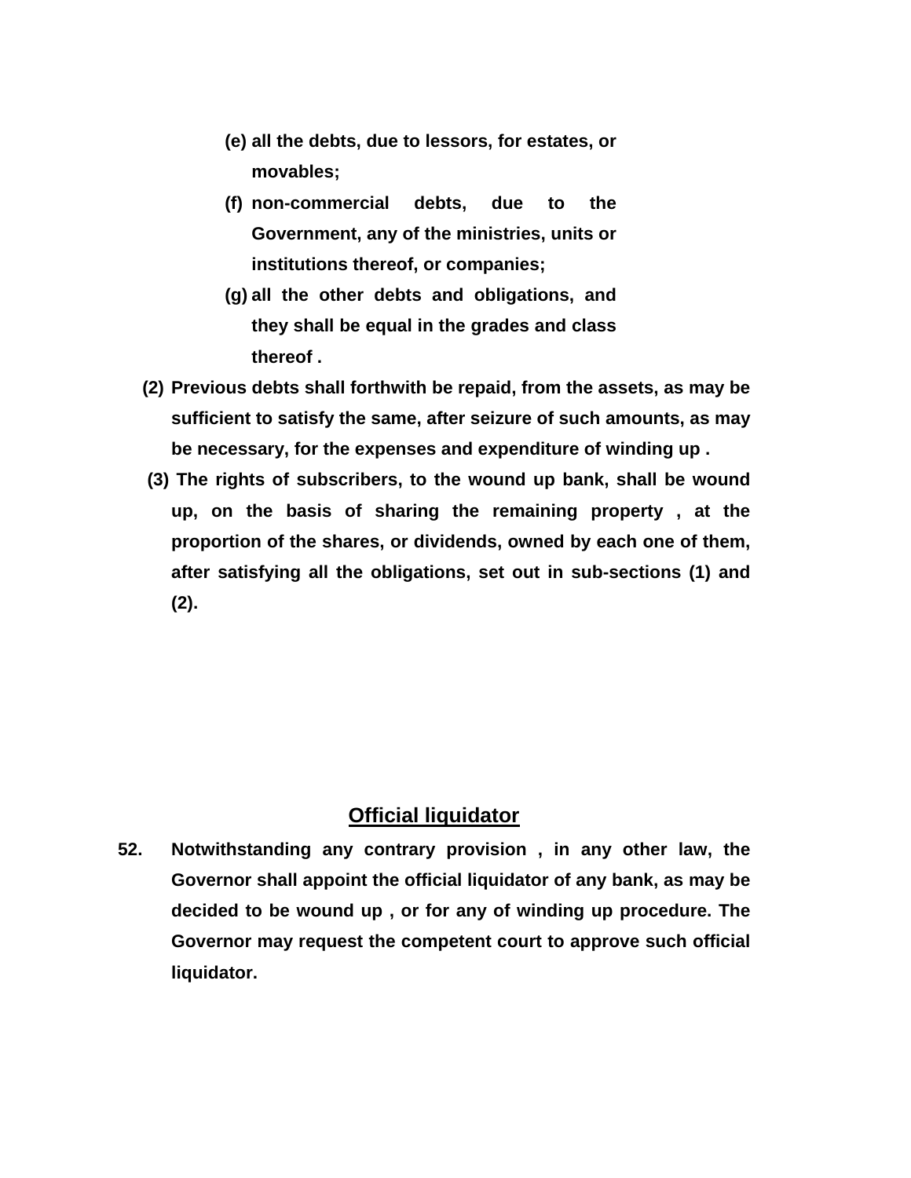(e) all the debts, due to lessors, for estates, or movables;

(f) non-commercial debts, due to the Government, any of the ministries, units or institutions thereof, or companies;

(g) all the other debts and obligations, and they shall be equal in the grades and class thereof .

(2) Previous debts shall forthwith be repaid, from the assets, as may be sufficient to satisfy the same, after seizure of such amounts, as may be necessary, for the expenses and expenditure of winding up .

(3) The rights of subscribers, to the wound up bank, shall be wound up, on the basis of sharing the remaining property , at the proportion of the shares, or dividends, owned by each one of them, after satisfying all the obligations, set out in sub-sections (1) and (2).

## Official liquidator

**52.** Notwithstanding any contrary provision , in any other law, the Governor shall appoint the official liquidator of any bank, as may be decided to be wound up , or for any of winding up procedure. The Governor may request the competent court to approve such official liquidator.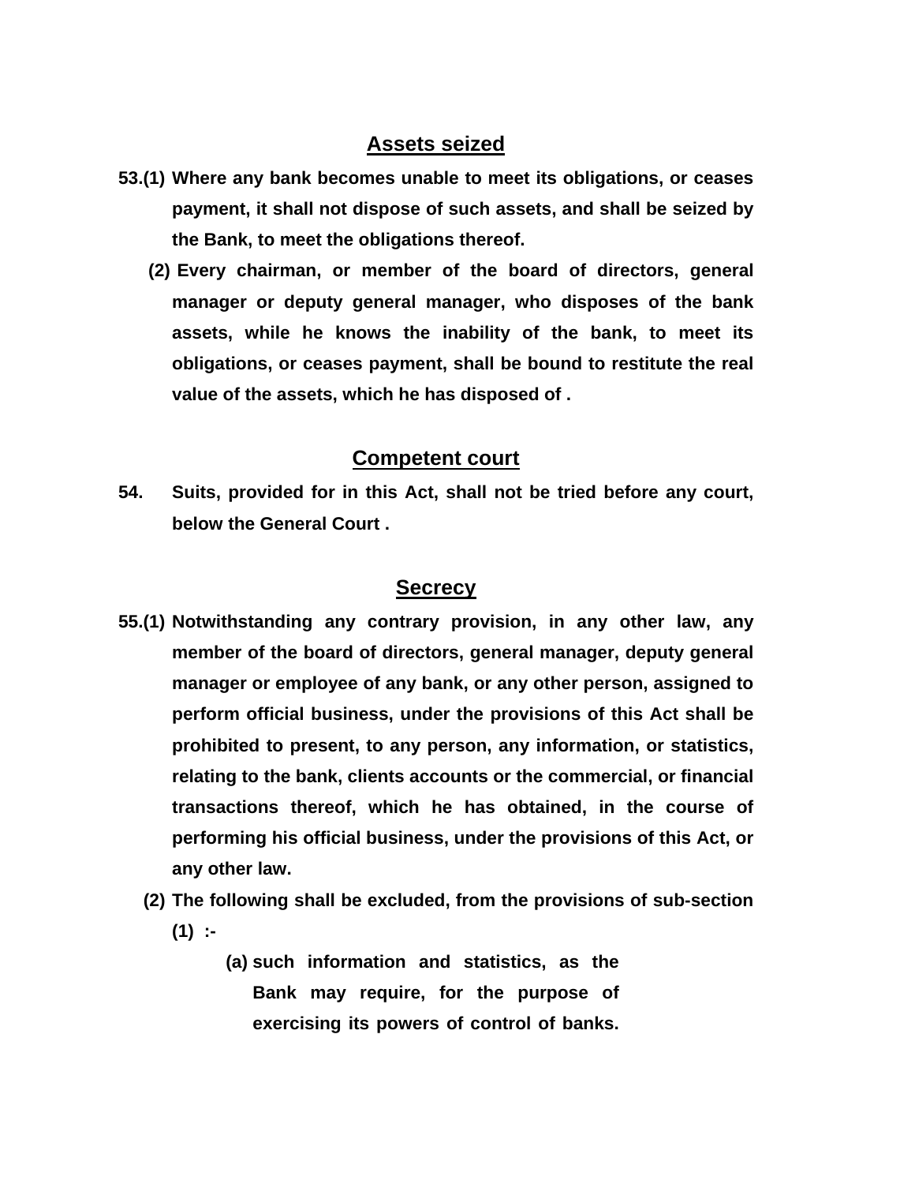## Assets seized

**53.(1) Where any bank becomes unable to meet its obligations, or ceases payment, it shall not dispose of such assets, and shall be seized by the Bank, to meet the obligations thereof.**

**(2) Every chairman, or member of the board of directors, general manager or deputy general manager, who disposes of the bank assets, while he knows the inability of the bank, to meet its obligations, or ceases payment, shall be bound to restitute the real value of the assets, which he has disposed of .**

## Competent court

**54. Suits, provided for in this Act, shall not be tried before any court, below the General Court .**

## Secrecy

**55.(1) Notwithstanding any contrary provision, in any other law, any member of the board of directors, general manager, deputy general manager or employee of any bank, or any other person, assigned to perform official business, under the provisions of this Act shall be prohibited to present, to any person, any information, or statistics, relating to the bank, clients accounts or the commercial, or financial transactions thereof, which he has obtained, in the course of performing his official business, under the provisions of this Act, or any other law.**

**(2) The following shall be excluded, from the provisions of sub-section (1) :-**

**(a) such information and statistics, as the Bank may require, for the purpose of exercising its powers of control of banks.**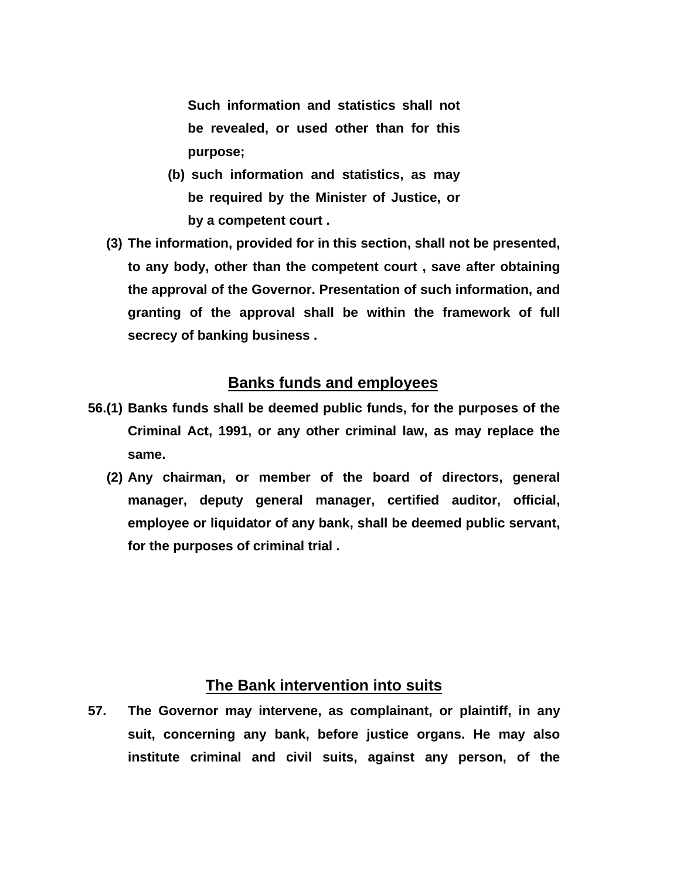**Such information and statistics shall not be revealed, or used other than for this purpose;**

**(b) such information and statistics, as may be required by the Minister of Justice, or by a competent court .**

**(3) The information, provided for in this section, shall not be presented, to any body, other than the competent court , save after obtaining the approval of the Governor. Presentation of such information, and granting of the approval shall be within the framework of full secrecy of banking business .**

## Banks funds and employees

**56.(1) Banks funds shall be deemed public funds, for the purposes of the Criminal Act, 1991, or any other criminal law, as may replace the same.**

**(2) Any chairman, or member of the board of directors, general manager, deputy general manager, certified auditor, official, employee or liquidator of any bank, shall be deemed public servant, for the purposes of criminal trial .**

## The Bank intervention into suits

**57. The Governor may intervene, as complainant, or plaintiff, in any suit, concerning any bank, before justice organs. He may also institute criminal and civil suits, against any person, of the**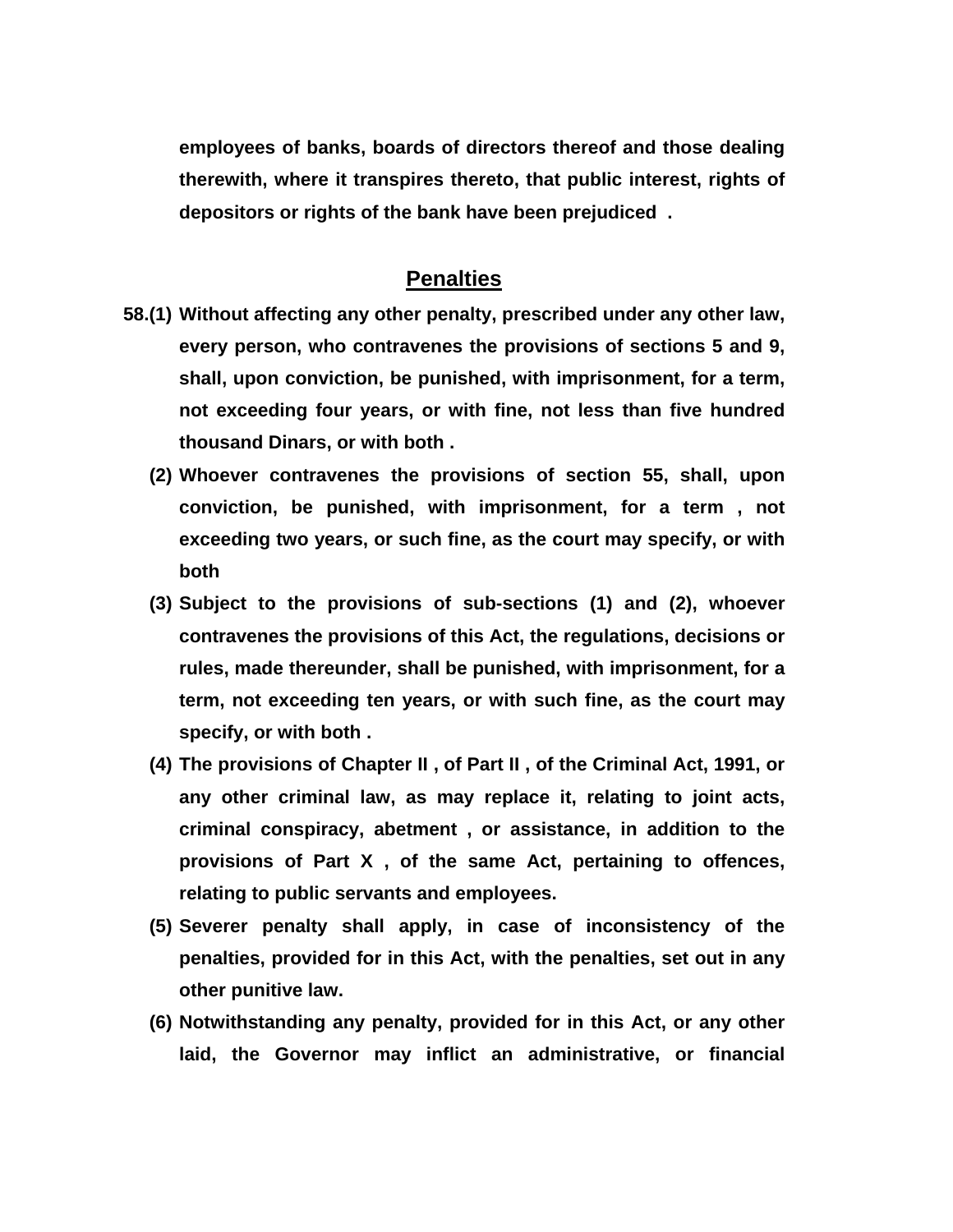**employees of banks, boards of directors thereof and those dealing therewith, where it transpires thereto, that public interest, rights of depositors or rights of the bank have been prejudiced .**

## Penalties

**58.(1) Without affecting any other penalty, prescribed under any other law, every person, who contravenes the provisions of sections 5 and 9, shall, upon conviction, be punished, with imprisonment, for a term, not exceeding four years, or with fine, not less than five hundred thousand Dinars, or with both .**

**(2) Whoever contravenes the provisions of section 55, shall, upon conviction, be punished, with imprisonment, for a term , not exceeding two years, or such fine, as the court may specify, or with both**

**(3) Subject to the provisions of sub-sections (1) and (2), whoever contravenes the provisions of this Act, the regulations, decisions or rules, made thereunder, shall be punished, with imprisonment, for a term, not exceeding ten years, or with such fine, as the court may specify, or with both .**

**(4) The provisions of Chapter II , of Part II , of the Criminal Act, 1991, or any other criminal law, as may replace it, relating to joint acts, criminal conspiracy, abetment , or assistance, in addition to the provisions of Part X , of the same Act, pertaining to offences, relating to public servants and employees.**

**(5) Severer penalty shall apply, in case of inconsistency of the penalties, provided for in this Act, with the penalties, set out in any other punitive law.**

**(6) Notwithstanding any penalty, provided for in this Act, or any other laid, the Governor may inflict an administrative, or financial**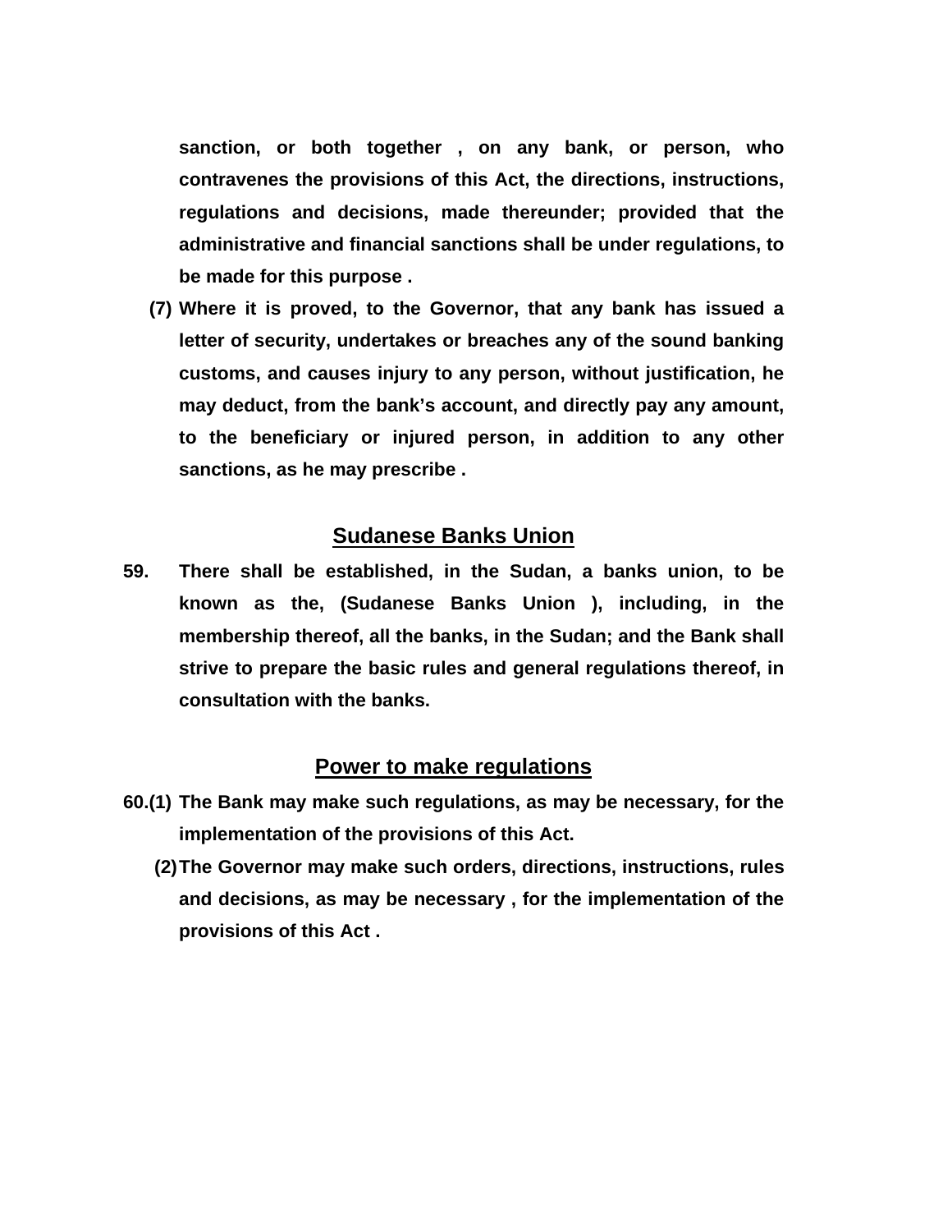**sanction, or both together , on any bank, or person, who contravenes the provisions of this Act, the directions, instructions, regulations and decisions, made thereunder; provided that the administrative and financial sanctions shall be under regulations, to be made for this purpose .**

**(7) Where it is proved, to the Governor, that any bank has issued a letter of security, undertakes or breaches any of the sound banking customs, and causes injury to any person, without justification, he may deduct, from the bank's account, and directly pay any amount, to the beneficiary or injured person, in addition to any other sanctions, as he may prescribe .**

## Sudanese Banks Union

**59. There shall be established, in the Sudan, a banks union, to be known as the, (Sudanese Banks Union ), including, in the membership thereof, all the banks, in the Sudan; and the Bank shall strive to prepare the basic rules and general regulations thereof, in consultation with the banks.**

## Power to make regulations

**60.(1) The Bank may make such regulations, as may be necessary, for the implementation of the provisions of this Act.**

**(2) The Governor may make such orders, directions, instructions, rules and decisions, as may be necessary , for the implementation of the provisions of this Act .**